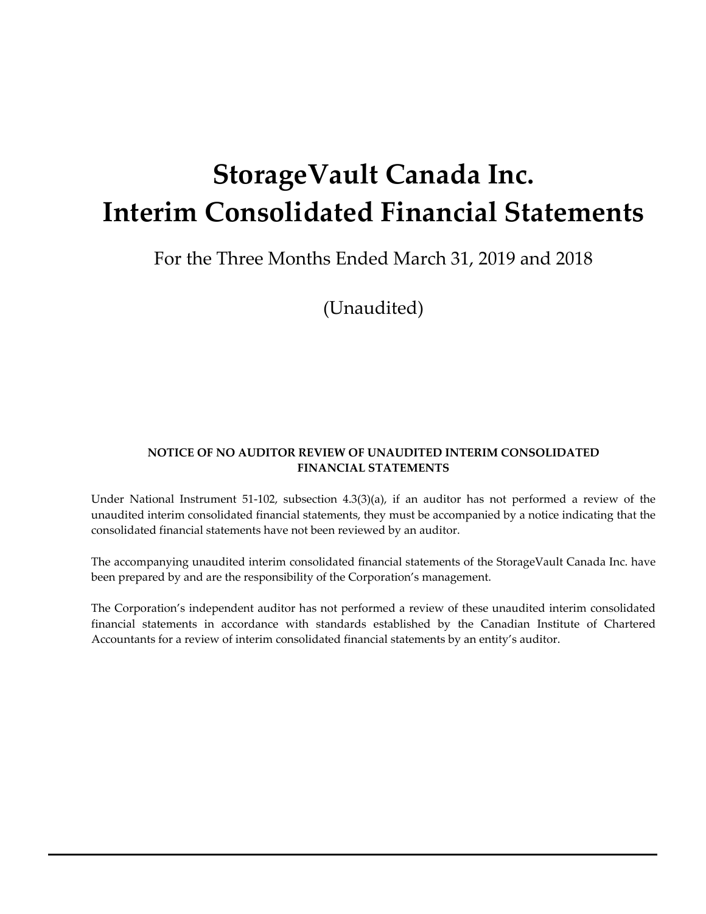# StorageVault Canada Inc.
# Interim Consolidated Financial Statements

For the Three Months Ended March 31, 2019 and 2018

(Unaudited)

**NOTICE OF NO AUDITOR REVIEW OF UNAUDITED INTERIM CONSOLIDATED FINANCIAL STATEMENTS**

Under National Instrument 51-102, subsection 4.3(3)(a), if an auditor has not performed a review of the unaudited interim consolidated financial statements, they must be accompanied by a notice indicating that the consolidated financial statements have not been reviewed by an auditor.

The accompanying unaudited interim consolidated financial statements of the StorageVault Canada Inc. have been prepared by and are the responsibility of the Corporation's management.

The Corporation's independent auditor has not performed a review of these unaudited interim consolidated financial statements in accordance with standards established by the Canadian Institute of Chartered Accountants for a review of interim consolidated financial statements by an entity's auditor.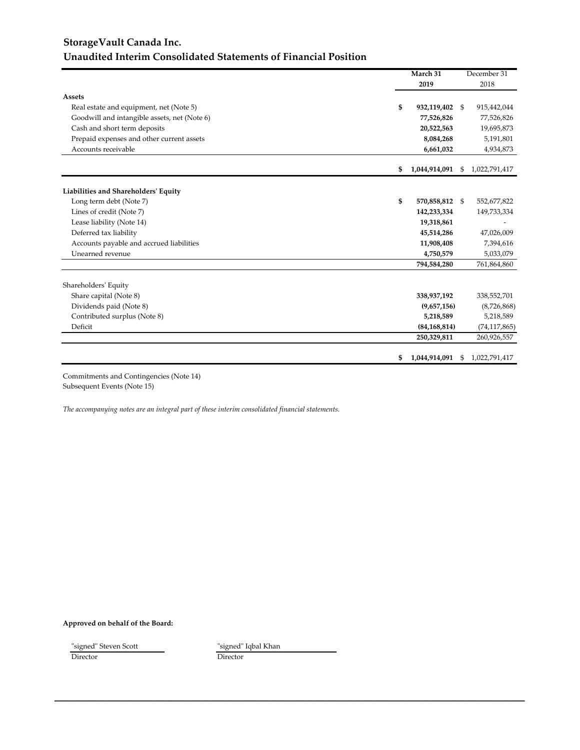# StorageVault Canada Inc.
## Unaudited Interim Consolidated Statements of Financial Position

| | March 31 2019 | December 31 2018 |
|---|---|---|
| **Assets** | | |
| Real estate and equipment, net (Note 5) | **$ 932,119,402** | $ 915,442,044 |
| Goodwill and intangible assets, net (Note 6) | **77,526,826** | 77,526,826 |
| Cash and short term deposits | **20,522,563** | 19,695,873 |
| Prepaid expenses and other current assets | **8,084,268** | 5,191,801 |
| Accounts receivable | **6,661,032** | 4,934,873 |
| | **$ 1,044,914,091** | $ 1,022,791,417 |
| **Liabilities and Shareholders' Equity** | | |
| Long term debt (Note 7) | **$ 570,858,812** | $ 552,677,822 |
| Lines of credit (Note 7) | **142,233,334** | 149,733,334 |
| Lease liability (Note 14) | **19,318,861** | - |
| Deferred tax liability | **45,514,286** | 47,026,009 |
| Accounts payable and accrued liabilities | **11,908,408** | 7,394,616 |
| Unearned revenue | **4,750,579** | 5,033,079 |
| | **794,584,280** | 761,864,860 |
| Shareholders' Equity | | |
| Share capital (Note 8) | **338,937,192** | 338,552,701 |
| Dividends paid (Note 8) | **(9,657,156)** | (8,726,868) |
| Contributed surplus (Note 8) | **5,218,589** | 5,218,589 |
| Deficit | **(84,168,814)** | (74,117,865) |
| | **250,329,811** | 260,926,557 |
| | **$ 1,044,914,091** | $ 1,022,791,417 |

Commitments and Contingencies (Note 14)
Subsequent Events (Note 15)

*The accompanying notes are an integral part of these interim consolidated financial statements.*

**Approved on behalf of the Board:**

"signed" Steven Scott
Director

"signed" Iqbal Khan
Director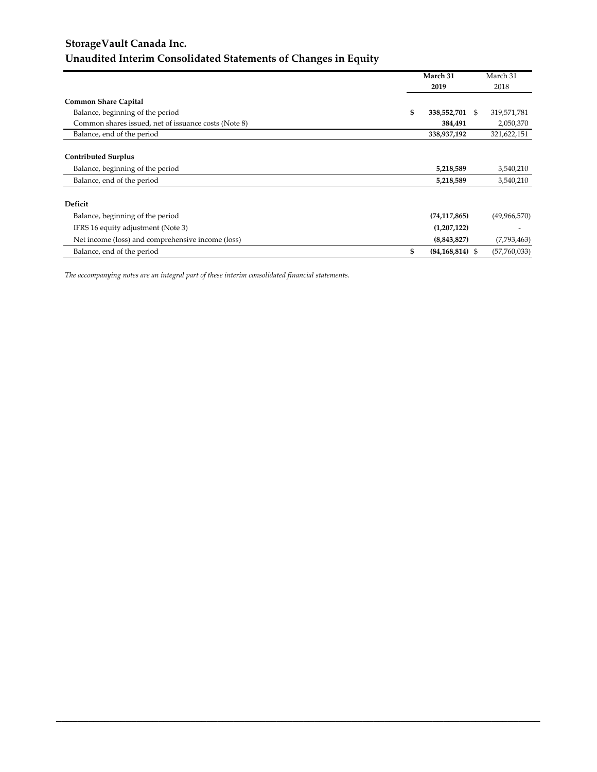# StorageVault Canada Inc.
## Unaudited Interim Consolidated Statements of Changes in Equity

| | March 31 2019 | March 31 2018 |
|---|---|---|
| **Common Share Capital** | | |
| Balance, beginning of the period | **$ 338,552,702** | $ 319,571,781 |
| Common shares issued, net of issuance costs (Note 8) | **384,491** | 2,050,370 |
| Balance, end of the period | **338,937,192** | 321,622,151 |
| **Contributed Surplus** | | |
| Balance, beginning of the period | **5,218,589** | 3,540,210 |
| Balance, end of the period | **5,218,589** | 3,540,210 |
| **Deficit** | | |
| Balance, beginning of the period | **(74,117,865)** | (49,966,570) |
| IFRS 16 equity adjustment (Note 3) | **(1,207,122)** | - |
| Net income (loss) and comprehensive income (loss) | **(8,843,827)** | (7,793,463) |
| Balance, end of the period | **$ (84,168,814)** | $ (57,760,033) |

*The accompanying notes are an integral part of these interim consolidated financial statements.*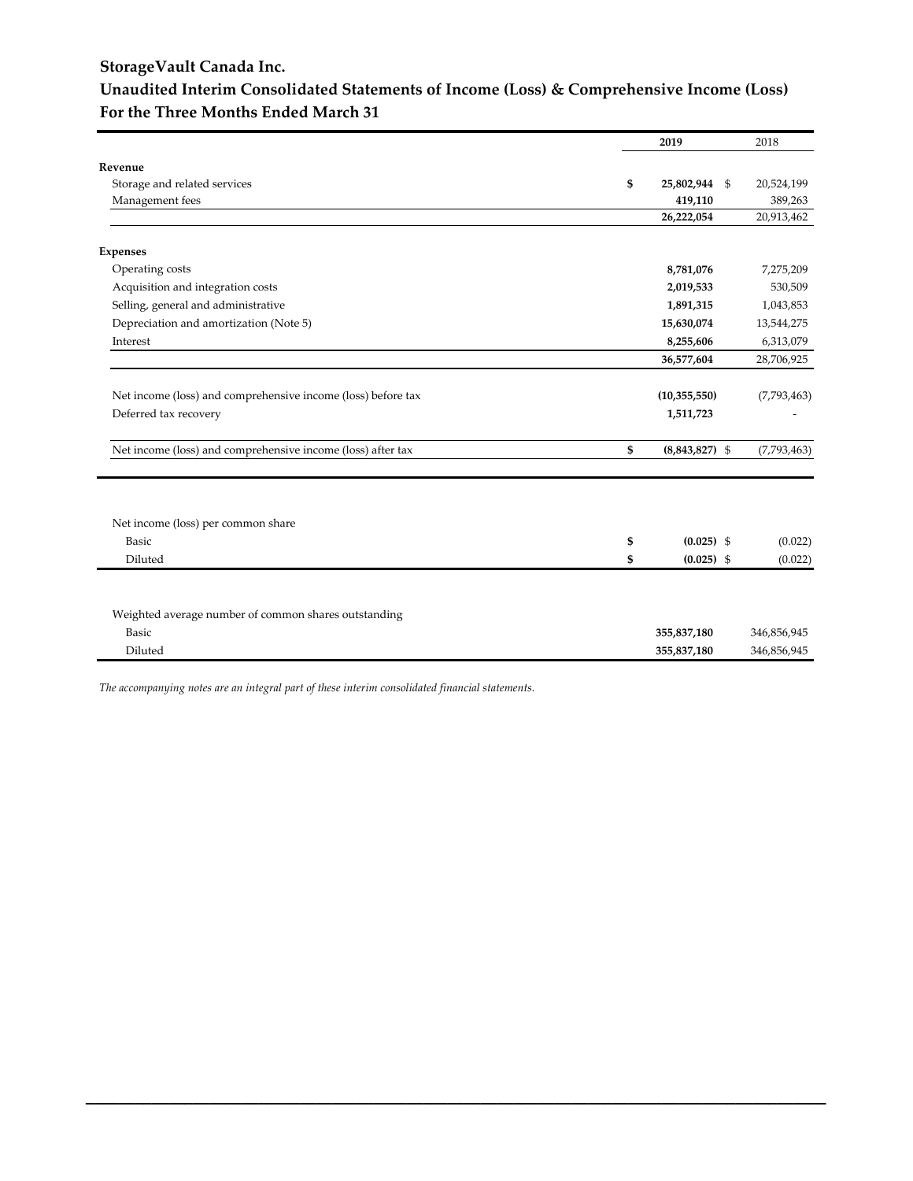# StorageVault Canada Inc.

## Unaudited Interim Consolidated Statements of Income (Loss) & Comprehensive Income (Loss)

## For the Three Months Ended March 31

| | 2019 | 2018 |
|---|---|---|
| **Revenue** | | |
| Storage and related services | $ **25,802,944** | $ 20,524,199 |
| Management fees | **419,110** | 389,263 |
| | **26,222,054** | 20,913,462 |
| **Expenses** | | |
| Operating costs | **8,781,076** | 7,275,209 |
| Acquisition and integration costs | **2,019,533** | 530,509 |
| Selling, general and administrative | **1,891,315** | 1,043,853 |
| Depreciation and amortization (Note 5) | **15,630,074** | 13,544,275 |
| Interest | **8,255,606** | 6,313,079 |
| | **36,577,604** | 28,706,925 |
| Net income (loss) and comprehensive income (loss) before tax | **(10,355,550)** | (7,793,463) |
| Deferred tax recovery | **1,511,723** | - |
| Net income (loss) and comprehensive income (loss) after tax | $ **(8,843,827)** | $ (7,793,463) |
| Net income (loss) per common share | | |
| Basic | $ **(0.025)** | $ (0.022) |
| Diluted | $ **(0.025)** | $ (0.022) |
| Weighted average number of common shares outstanding | | |
| Basic | **355,837,180** | 346,856,945 |
| Diluted | **355,837,180** | 346,856,945 |

*The accompanying notes are an integral part of these interim consolidated financial statements.*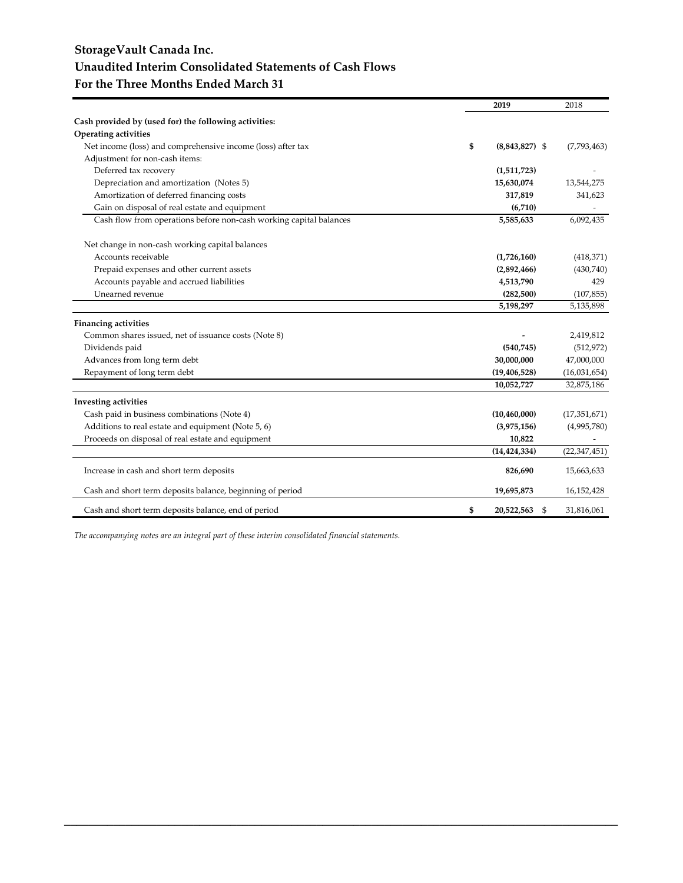# StorageVault Canada Inc.
## Unaudited Interim Consolidated Statements of Cash Flows
## For the Three Months Ended March 31

| | 2019 | 2018 |
|---|---|---|
| **Cash provided by (used for) the following activities:** | | |
| **Operating activities** | | |
| Net income (loss) and comprehensive income (loss) after tax | $ **(8,843,827)** | $ (7,793,463) |
| Adjustment for non-cash items: | | |
| Deferred tax recovery | **(1,511,723)** | - |
| Depreciation and amortization (Notes 5) | **15,630,074** | 13,544,275 |
| Amortization of deferred financing costs | **317,819** | 341,623 |
| Gain on disposal of real estate and equipment | **(6,710)** | - |
| Cash flow from operations before non-cash working capital balances | **5,585,633** | 6,092,435 |
| | | |
| Net change in non-cash working capital balances | | |
| Accounts receivable | **(1,726,160)** | (418,371) |
| Prepaid expenses and other current assets | **(2,892,466)** | (430,740) |
| Accounts payable and accrued liabilities | **4,513,790** | 429 |
| Unearned revenue | **(282,500)** | (107,855) |
| | **5,198,297** | 5,135,898 |
| **Financing activities** | | |
| Common shares issued, net of issuance costs (Note 8) | **-** | 2,419,812 |
| Dividends paid | **(540,745)** | (512,972) |
| Advances from long term debt | **30,000,000** | 47,000,000 |
| Repayment of long term debt | **(19,406,528)** | (16,031,654) |
| | **10,052,727** | 32,875,186 |
| **Investing activities** | | |
| Cash paid in business combinations (Note 4) | **(10,460,000)** | (17,351,671) |
| Additions to real estate and equipment (Note 5, 6) | **(3,975,156)** | (4,995,780) |
| Proceeds on disposal of real estate and equipment | **10,822** | - |
| | **(14,424,334)** | (22,347,451) |
| Increase in cash and short term deposits | **826,690** | 15,663,633 |
| Cash and short term deposits balance, beginning of period | **19,695,873** | 16,152,428 |
| Cash and short term deposits balance, end of period | $ **20,522,563** | $ 31,816,061 |

*The accompanying notes are an integral part of these interim consolidated financial statements.*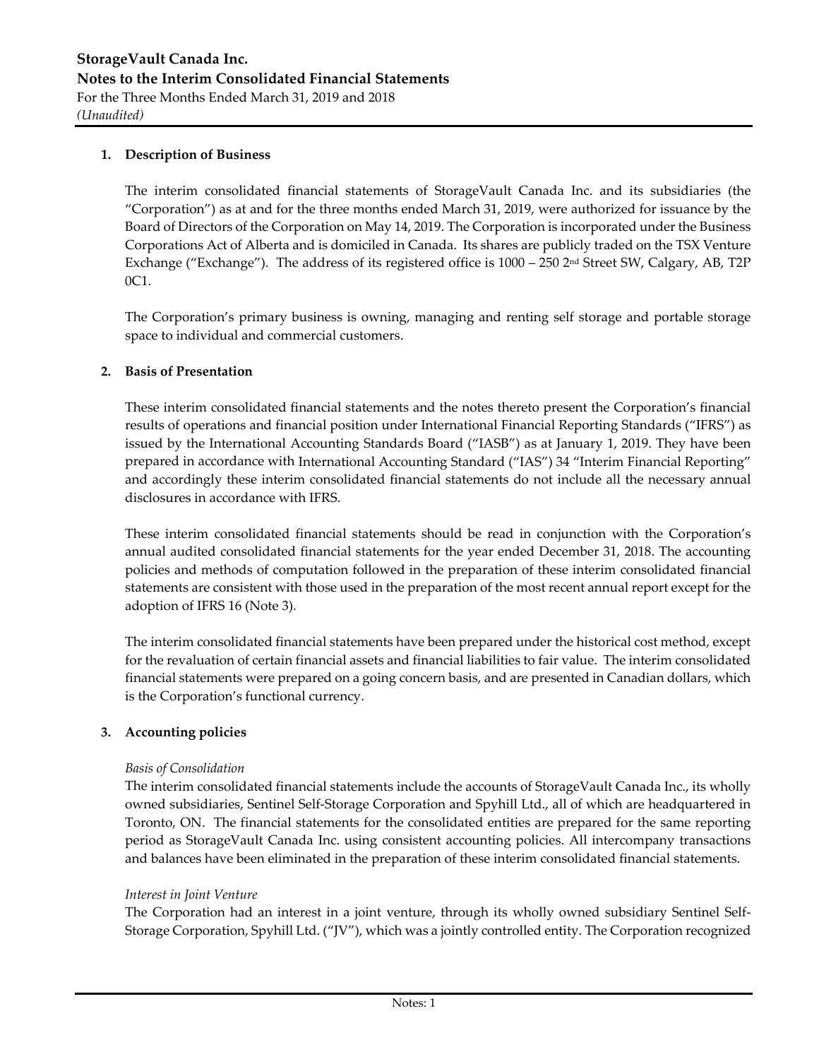## 1. Description of Business

The interim consolidated financial statements of StorageVault Canada Inc. and its subsidiaries (the "Corporation") as at and for the three months ended March 31, 2019, were authorized for issuance by the Board of Directors of the Corporation on May 14, 2019. The Corporation is incorporated under the Business Corporations Act of Alberta and is domiciled in Canada. Its shares are publicly traded on the TSX Venture Exchange ("Exchange"). The address of its registered office is 1000 – 250 2nd Street SW, Calgary, AB, T2P 0C1.

The Corporation's primary business is owning, managing and renting self storage and portable storage space to individual and commercial customers.

## 2. Basis of Presentation

These interim consolidated financial statements and the notes thereto present the Corporation's financial results of operations and financial position under International Financial Reporting Standards ("IFRS") as issued by the International Accounting Standards Board ("IASB") as at January 1, 2019. They have been prepared in accordance with International Accounting Standard ("IAS") 34 "Interim Financial Reporting" and accordingly these interim consolidated financial statements do not include all the necessary annual disclosures in accordance with IFRS.

These interim consolidated financial statements should be read in conjunction with the Corporation's annual audited consolidated financial statements for the year ended December 31, 2018. The accounting policies and methods of computation followed in the preparation of these interim consolidated financial statements are consistent with those used in the preparation of the most recent annual report except for the adoption of IFRS 16 (Note 3).

The interim consolidated financial statements have been prepared under the historical cost method, except for the revaluation of certain financial assets and financial liabilities to fair value. The interim consolidated financial statements were prepared on a going concern basis, and are presented in Canadian dollars, which is the Corporation's functional currency.

## 3. Accounting policies

*Basis of Consolidation*

The interim consolidated financial statements include the accounts of StorageVault Canada Inc., its wholly owned subsidiaries, Sentinel Self-Storage Corporation and Spyhill Ltd., all of which are headquartered in Toronto, ON. The financial statements for the consolidated entities are prepared for the same reporting period as StorageVault Canada Inc. using consistent accounting policies. All intercompany transactions and balances have been eliminated in the preparation of these interim consolidated financial statements.

*Interest in Joint Venture*

The Corporation had an interest in a joint venture, through its wholly owned subsidiary Sentinel Self-Storage Corporation, Spyhill Ltd. ("JV"), which was a jointly controlled entity. The Corporation recognized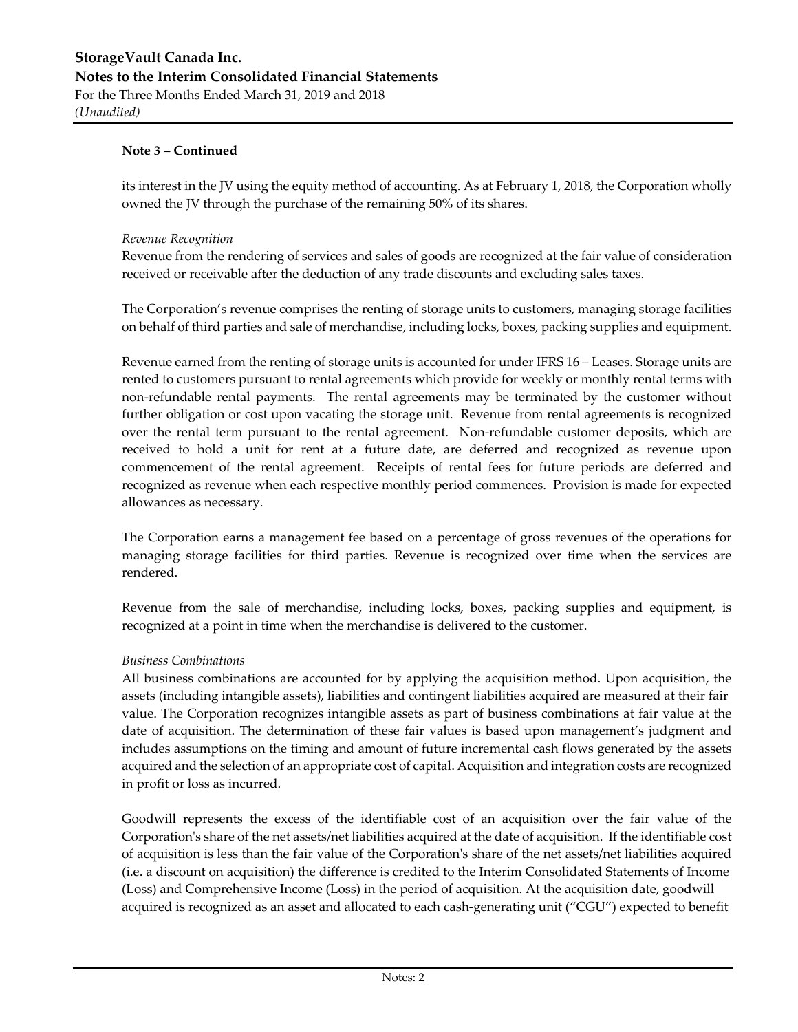**Note 3 – Continued**

its interest in the JV using the equity method of accounting. As at February 1, 2018, the Corporation wholly owned the JV through the purchase of the remaining 50% of its shares.

*Revenue Recognition*

Revenue from the rendering of services and sales of goods are recognized at the fair value of consideration received or receivable after the deduction of any trade discounts and excluding sales taxes.

The Corporation's revenue comprises the renting of storage units to customers, managing storage facilities on behalf of third parties and sale of merchandise, including locks, boxes, packing supplies and equipment.

Revenue earned from the renting of storage units is accounted for under IFRS 16 – Leases. Storage units are rented to customers pursuant to rental agreements which provide for weekly or monthly rental terms with non-refundable rental payments. The rental agreements may be terminated by the customer without further obligation or cost upon vacating the storage unit. Revenue from rental agreements is recognized over the rental term pursuant to the rental agreement. Non-refundable customer deposits, which are received to hold a unit for rent at a future date, are deferred and recognized as revenue upon commencement of the rental agreement. Receipts of rental fees for future periods are deferred and recognized as revenue when each respective monthly period commences. Provision is made for expected allowances as necessary.

The Corporation earns a management fee based on a percentage of gross revenues of the operations for managing storage facilities for third parties. Revenue is recognized over time when the services are rendered.

Revenue from the sale of merchandise, including locks, boxes, packing supplies and equipment, is recognized at a point in time when the merchandise is delivered to the customer.

*Business Combinations*

All business combinations are accounted for by applying the acquisition method. Upon acquisition, the assets (including intangible assets), liabilities and contingent liabilities acquired are measured at their fair value. The Corporation recognizes intangible assets as part of business combinations at fair value at the date of acquisition. The determination of these fair values is based upon management's judgment and includes assumptions on the timing and amount of future incremental cash flows generated by the assets acquired and the selection of an appropriate cost of capital. Acquisition and integration costs are recognized in profit or loss as incurred.

Goodwill represents the excess of the identifiable cost of an acquisition over the fair value of the Corporation's share of the net assets/net liabilities acquired at the date of acquisition. If the identifiable cost of acquisition is less than the fair value of the Corporation's share of the net assets/net liabilities acquired (i.e. a discount on acquisition) the difference is credited to the Interim Consolidated Statements of Income (Loss) and Comprehensive Income (Loss) in the period of acquisition. At the acquisition date, goodwill acquired is recognized as an asset and allocated to each cash-generating unit ("CGU") expected to benefit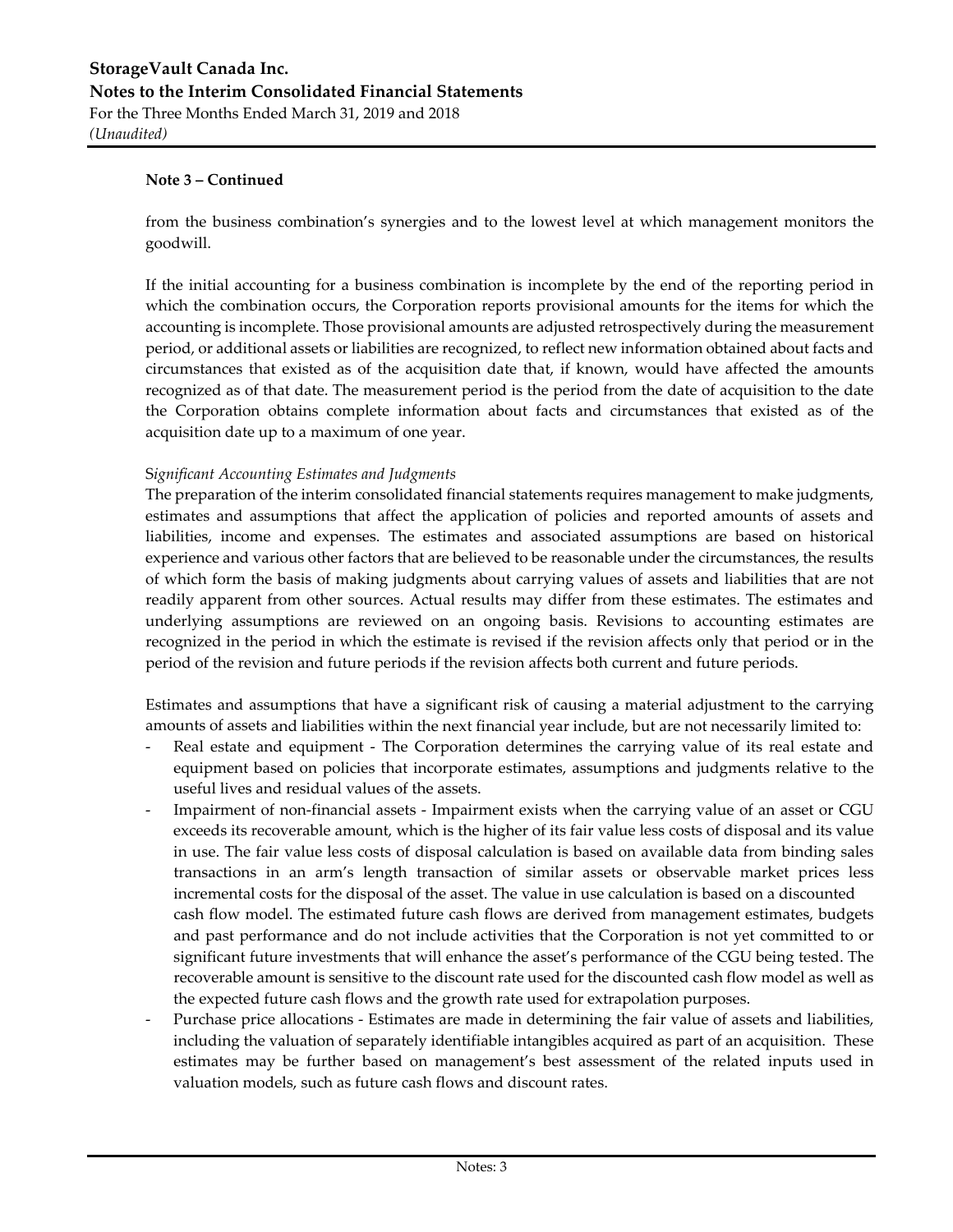**Note 3 – Continued**

from the business combination's synergies and to the lowest level at which management monitors the goodwill.

If the initial accounting for a business combination is incomplete by the end of the reporting period in which the combination occurs, the Corporation reports provisional amounts for the items for which the accounting is incomplete. Those provisional amounts are adjusted retrospectively during the measurement period, or additional assets or liabilities are recognized, to reflect new information obtained about facts and circumstances that existed as of the acquisition date that, if known, would have affected the amounts recognized as of that date. The measurement period is the period from the date of acquisition to the date the Corporation obtains complete information about facts and circumstances that existed as of the acquisition date up to a maximum of one year.

*Significant Accounting Estimates and Judgments*

The preparation of the interim consolidated financial statements requires management to make judgments, estimates and assumptions that affect the application of policies and reported amounts of assets and liabilities, income and expenses. The estimates and associated assumptions are based on historical experience and various other factors that are believed to be reasonable under the circumstances, the results of which form the basis of making judgments about carrying values of assets and liabilities that are not readily apparent from other sources. Actual results may differ from these estimates. The estimates and underlying assumptions are reviewed on an ongoing basis. Revisions to accounting estimates are recognized in the period in which the estimate is revised if the revision affects only that period or in the period of the revision and future periods if the revision affects both current and future periods.

Estimates and assumptions that have a significant risk of causing a material adjustment to the carrying amounts of assets and liabilities within the next financial year include, but are not necessarily limited to:

- Real estate and equipment - The Corporation determines the carrying value of its real estate and equipment based on policies that incorporate estimates, assumptions and judgments relative to the useful lives and residual values of the assets.
- Impairment of non-financial assets - Impairment exists when the carrying value of an asset or CGU exceeds its recoverable amount, which is the higher of its fair value less costs of disposal and its value in use. The fair value less costs of disposal calculation is based on available data from binding sales transactions in an arm's length transaction of similar assets or observable market prices less incremental costs for the disposal of the asset. The value in use calculation is based on a discounted cash flow model. The estimated future cash flows are derived from management estimates, budgets and past performance and do not include activities that the Corporation is not yet committed to or significant future investments that will enhance the asset's performance of the CGU being tested. The recoverable amount is sensitive to the discount rate used for the discounted cash flow model as well as the expected future cash flows and the growth rate used for extrapolation purposes.
- Purchase price allocations - Estimates are made in determining the fair value of assets and liabilities, including the valuation of separately identifiable intangibles acquired as part of an acquisition. These estimates may be further based on management's best assessment of the related inputs used in valuation models, such as future cash flows and discount rates.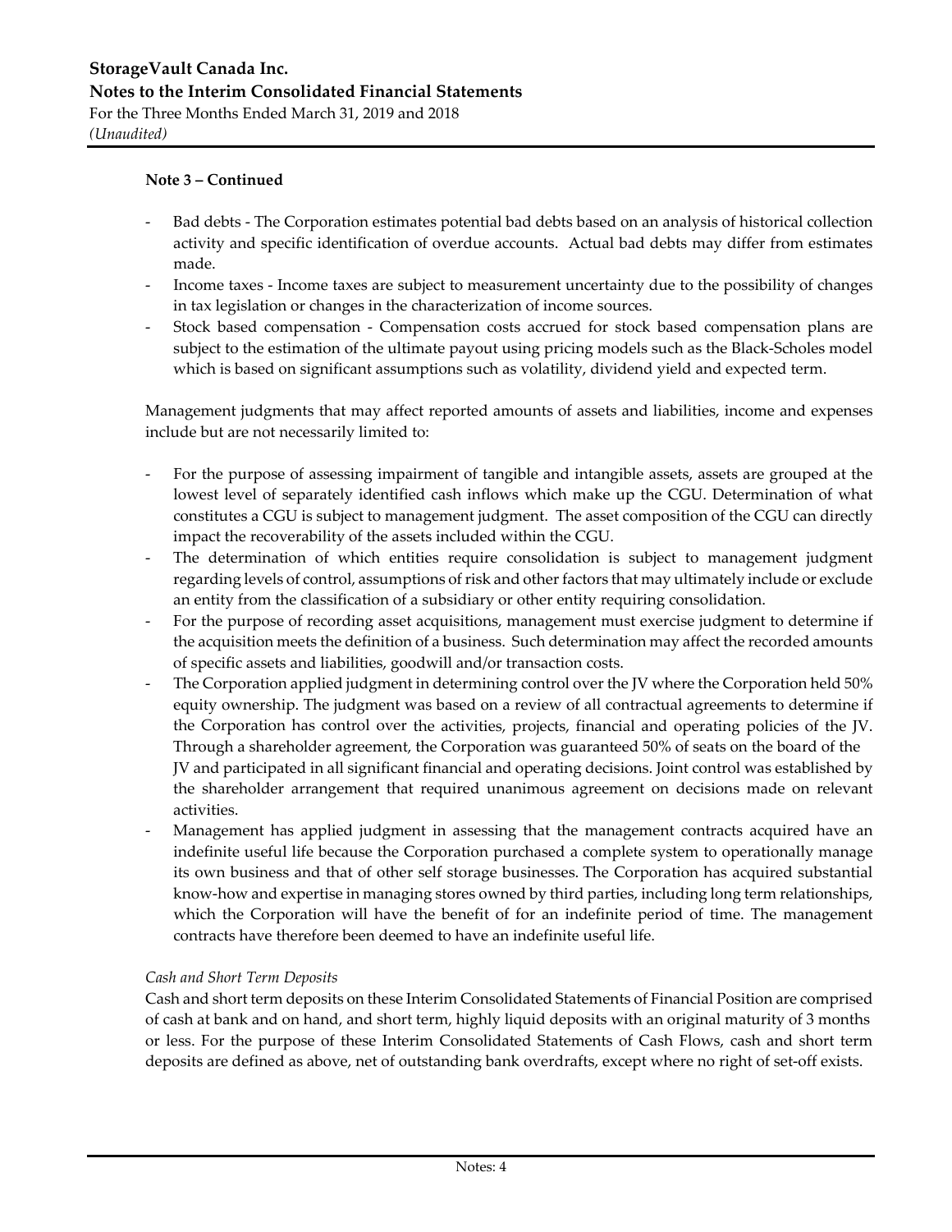**Note 3 – Continued**

- Bad debts - The Corporation estimates potential bad debts based on an analysis of historical collection activity and specific identification of overdue accounts. Actual bad debts may differ from estimates made.
- Income taxes - Income taxes are subject to measurement uncertainty due to the possibility of changes in tax legislation or changes in the characterization of income sources.
- Stock based compensation - Compensation costs accrued for stock based compensation plans are subject to the estimation of the ultimate payout using pricing models such as the Black-Scholes model which is based on significant assumptions such as volatility, dividend yield and expected term.

Management judgments that may affect reported amounts of assets and liabilities, income and expenses include but are not necessarily limited to:

- For the purpose of assessing impairment of tangible and intangible assets, assets are grouped at the lowest level of separately identified cash inflows which make up the CGU. Determination of what constitutes a CGU is subject to management judgment. The asset composition of the CGU can directly impact the recoverability of the assets included within the CGU.
- The determination of which entities require consolidation is subject to management judgment regarding levels of control, assumptions of risk and other factors that may ultimately include or exclude an entity from the classification of a subsidiary or other entity requiring consolidation.
- For the purpose of recording asset acquisitions, management must exercise judgment to determine if the acquisition meets the definition of a business. Such determination may affect the recorded amounts of specific assets and liabilities, goodwill and/or transaction costs.
- The Corporation applied judgment in determining control over the JV where the Corporation held 50% equity ownership. The judgment was based on a review of all contractual agreements to determine if the Corporation has control over the activities, projects, financial and operating policies of the JV. Through a shareholder agreement, the Corporation was guaranteed 50% of seats on the board of the JV and participated in all significant financial and operating decisions. Joint control was established by the shareholder arrangement that required unanimous agreement on decisions made on relevant activities.
- Management has applied judgment in assessing that the management contracts acquired have an indefinite useful life because the Corporation purchased a complete system to operationally manage its own business and that of other self storage businesses. The Corporation has acquired substantial know-how and expertise in managing stores owned by third parties, including long term relationships, which the Corporation will have the benefit of for an indefinite period of time. The management contracts have therefore been deemed to have an indefinite useful life.

*Cash and Short Term Deposits*

Cash and short term deposits on these Interim Consolidated Statements of Financial Position are comprised of cash at bank and on hand, and short term, highly liquid deposits with an original maturity of 3 months or less. For the purpose of these Interim Consolidated Statements of Cash Flows, cash and short term deposits are defined as above, net of outstanding bank overdrafts, except where no right of set-off exists.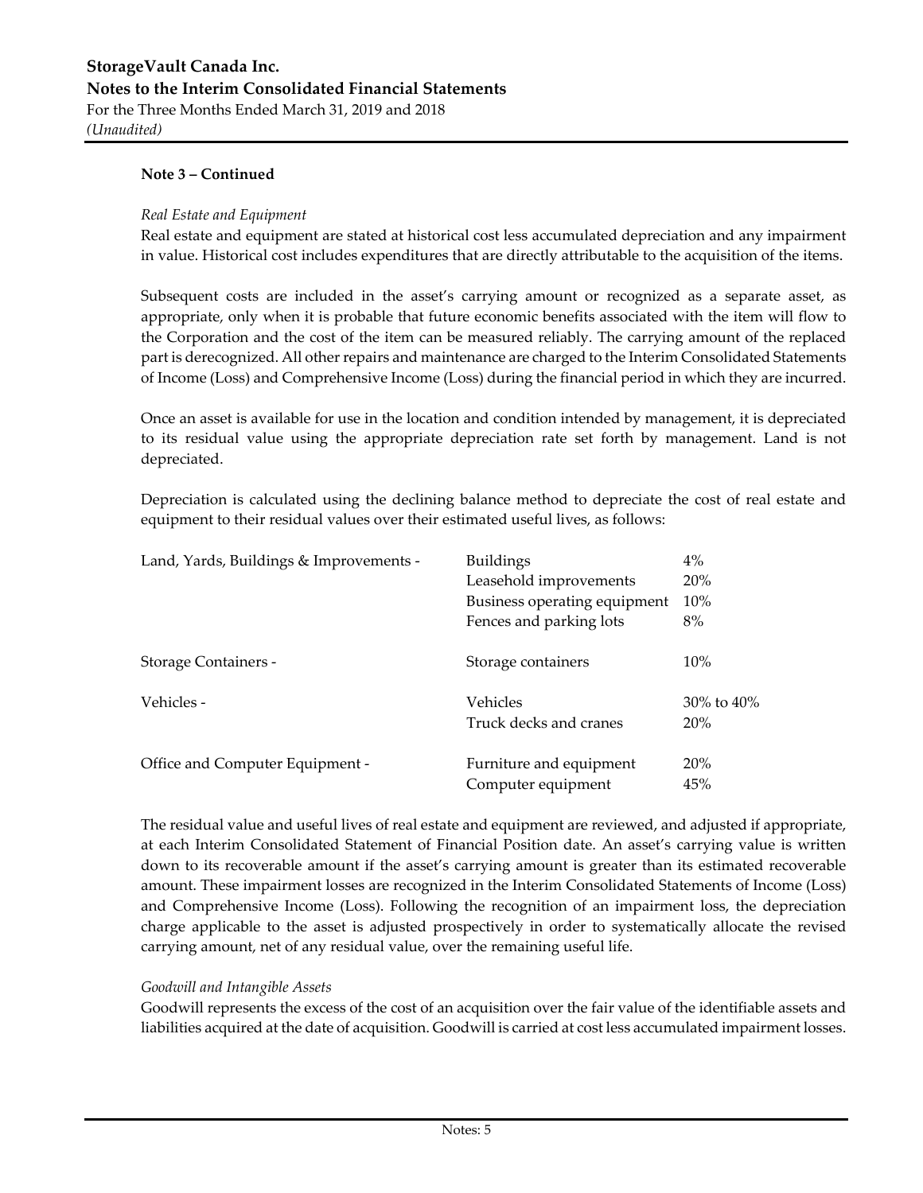**Note 3 – Continued**

*Real Estate and Equipment*

Real estate and equipment are stated at historical cost less accumulated depreciation and any impairment in value. Historical cost includes expenditures that are directly attributable to the acquisition of the items.

Subsequent costs are included in the asset's carrying amount or recognized as a separate asset, as appropriate, only when it is probable that future economic benefits associated with the item will flow to the Corporation and the cost of the item can be measured reliably. The carrying amount of the replaced part is derecognized. All other repairs and maintenance are charged to the Interim Consolidated Statements of Income (Loss) and Comprehensive Income (Loss) during the financial period in which they are incurred.

Once an asset is available for use in the location and condition intended by management, it is depreciated to its residual value using the appropriate depreciation rate set forth by management. Land is not depreciated.

Depreciation is calculated using the declining balance method to depreciate the cost of real estate and equipment to their residual values over their estimated useful lives, as follows:

| | | |
|---|---|---|
| Land, Yards, Buildings & Improvements - | Buildings | 4% |
| | Leasehold improvements | 20% |
| | Business operating equipment | 10% |
| | Fences and parking lots | 8% |
| Storage Containers - | Storage containers | 10% |
| Vehicles - | Vehicles | 30% to 40% |
| | Truck decks and cranes | 20% |
| Office and Computer Equipment - | Furniture and equipment | 20% |
| | Computer equipment | 45% |

The residual value and useful lives of real estate and equipment are reviewed, and adjusted if appropriate, at each Interim Consolidated Statement of Financial Position date. An asset's carrying value is written down to its recoverable amount if the asset's carrying amount is greater than its estimated recoverable amount. These impairment losses are recognized in the Interim Consolidated Statements of Income (Loss) and Comprehensive Income (Loss). Following the recognition of an impairment loss, the depreciation charge applicable to the asset is adjusted prospectively in order to systematically allocate the revised carrying amount, net of any residual value, over the remaining useful life.

*Goodwill and Intangible Assets*

Goodwill represents the excess of the cost of an acquisition over the fair value of the identifiable assets and liabilities acquired at the date of acquisition. Goodwill is carried at cost less accumulated impairment losses.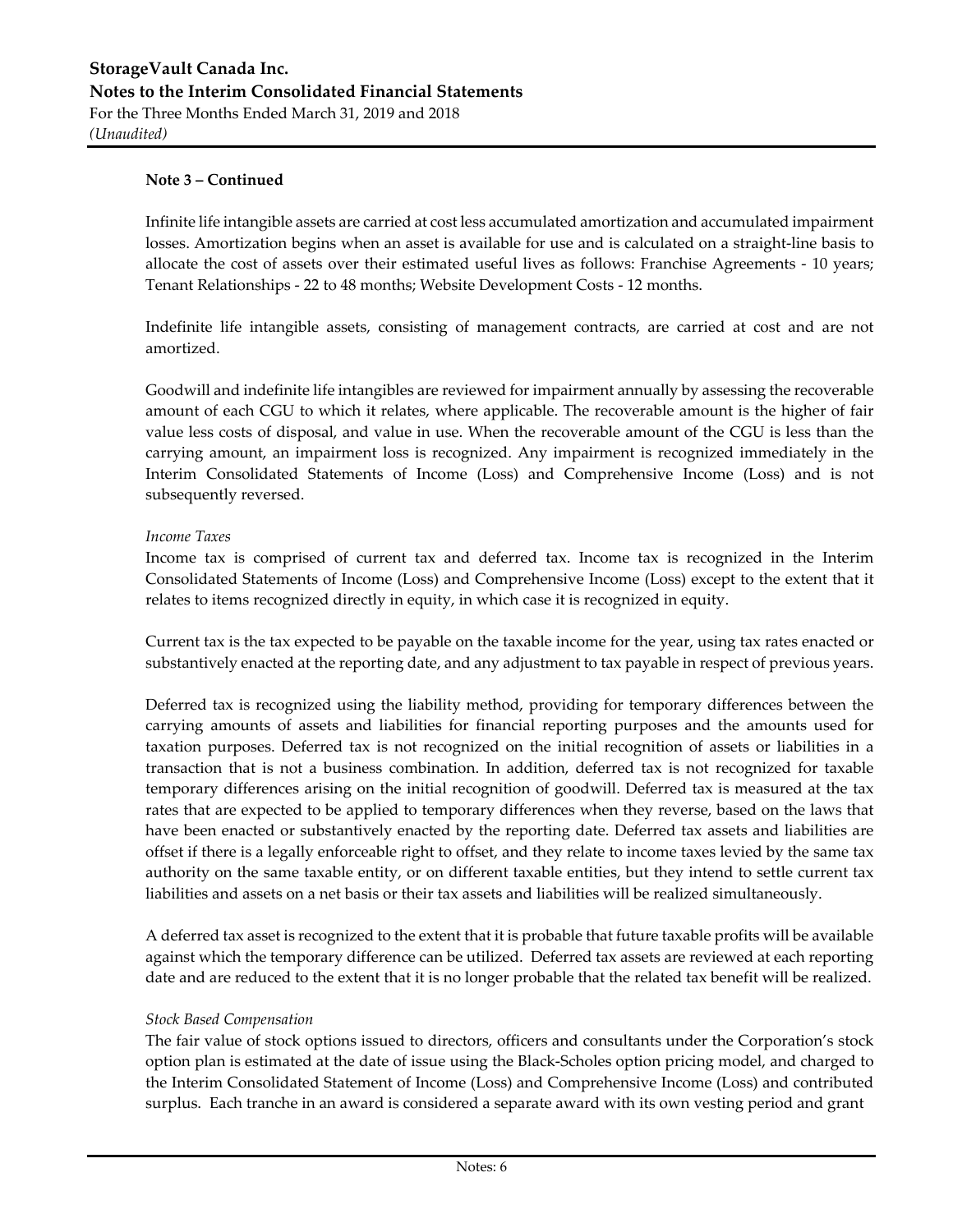**Note 3 – Continued**

Infinite life intangible assets are carried at cost less accumulated amortization and accumulated impairment losses. Amortization begins when an asset is available for use and is calculated on a straight-line basis to allocate the cost of assets over their estimated useful lives as follows: Franchise Agreements - 10 years; Tenant Relationships - 22 to 48 months; Website Development Costs - 12 months.

Indefinite life intangible assets, consisting of management contracts, are carried at cost and are not amortized.

Goodwill and indefinite life intangibles are reviewed for impairment annually by assessing the recoverable amount of each CGU to which it relates, where applicable. The recoverable amount is the higher of fair value less costs of disposal, and value in use. When the recoverable amount of the CGU is less than the carrying amount, an impairment loss is recognized. Any impairment is recognized immediately in the Interim Consolidated Statements of Income (Loss) and Comprehensive Income (Loss) and is not subsequently reversed.

*Income Taxes*

Income tax is comprised of current tax and deferred tax. Income tax is recognized in the Interim Consolidated Statements of Income (Loss) and Comprehensive Income (Loss) except to the extent that it relates to items recognized directly in equity, in which case it is recognized in equity.

Current tax is the tax expected to be payable on the taxable income for the year, using tax rates enacted or substantively enacted at the reporting date, and any adjustment to tax payable in respect of previous years.

Deferred tax is recognized using the liability method, providing for temporary differences between the carrying amounts of assets and liabilities for financial reporting purposes and the amounts used for taxation purposes. Deferred tax is not recognized on the initial recognition of assets or liabilities in a transaction that is not a business combination. In addition, deferred tax is not recognized for taxable temporary differences arising on the initial recognition of goodwill. Deferred tax is measured at the tax rates that are expected to be applied to temporary differences when they reverse, based on the laws that have been enacted or substantively enacted by the reporting date. Deferred tax assets and liabilities are offset if there is a legally enforceable right to offset, and they relate to income taxes levied by the same tax authority on the same taxable entity, or on different taxable entities, but they intend to settle current tax liabilities and assets on a net basis or their tax assets and liabilities will be realized simultaneously.

A deferred tax asset is recognized to the extent that it is probable that future taxable profits will be available against which the temporary difference can be utilized. Deferred tax assets are reviewed at each reporting date and are reduced to the extent that it is no longer probable that the related tax benefit will be realized.

*Stock Based Compensation*

The fair value of stock options issued to directors, officers and consultants under the Corporation's stock option plan is estimated at the date of issue using the Black-Scholes option pricing model, and charged to the Interim Consolidated Statement of Income (Loss) and Comprehensive Income (Loss) and contributed surplus. Each tranche in an award is considered a separate award with its own vesting period and grant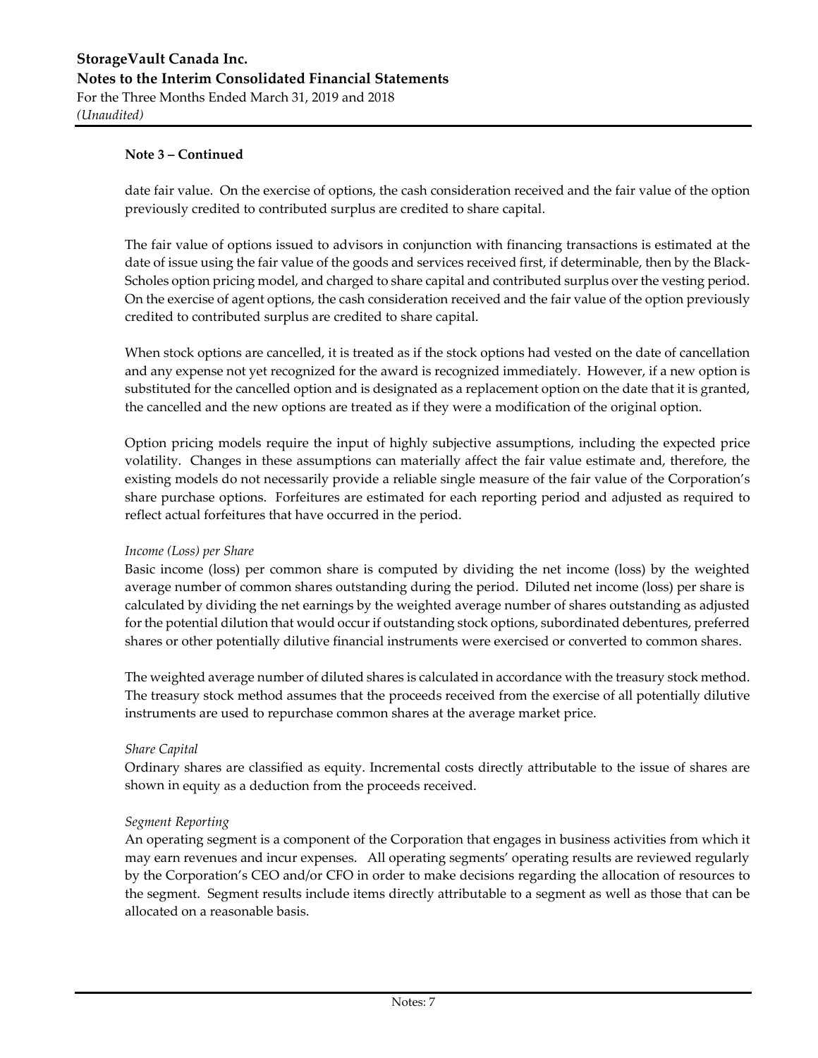**Note 3 – Continued**

date fair value. On the exercise of options, the cash consideration received and the fair value of the option previously credited to contributed surplus are credited to share capital.

The fair value of options issued to advisors in conjunction with financing transactions is estimated at the date of issue using the fair value of the goods and services received first, if determinable, then by the Black-Scholes option pricing model, and charged to share capital and contributed surplus over the vesting period. On the exercise of agent options, the cash consideration received and the fair value of the option previously credited to contributed surplus are credited to share capital.

When stock options are cancelled, it is treated as if the stock options had vested on the date of cancellation and any expense not yet recognized for the award is recognized immediately. However, if a new option is substituted for the cancelled option and is designated as a replacement option on the date that it is granted, the cancelled and the new options are treated as if they were a modification of the original option.

Option pricing models require the input of highly subjective assumptions, including the expected price volatility. Changes in these assumptions can materially affect the fair value estimate and, therefore, the existing models do not necessarily provide a reliable single measure of the fair value of the Corporation's share purchase options. Forfeitures are estimated for each reporting period and adjusted as required to reflect actual forfeitures that have occurred in the period.

*Income (Loss) per Share*

Basic income (loss) per common share is computed by dividing the net income (loss) by the weighted average number of common shares outstanding during the period. Diluted net income (loss) per share is calculated by dividing the net earnings by the weighted average number of shares outstanding as adjusted for the potential dilution that would occur if outstanding stock options, subordinated debentures, preferred shares or other potentially dilutive financial instruments were exercised or converted to common shares.

The weighted average number of diluted shares is calculated in accordance with the treasury stock method. The treasury stock method assumes that the proceeds received from the exercise of all potentially dilutive instruments are used to repurchase common shares at the average market price.

*Share Capital*

Ordinary shares are classified as equity. Incremental costs directly attributable to the issue of shares are shown in equity as a deduction from the proceeds received.

*Segment Reporting*

An operating segment is a component of the Corporation that engages in business activities from which it may earn revenues and incur expenses. All operating segments' operating results are reviewed regularly by the Corporation's CEO and/or CFO in order to make decisions regarding the allocation of resources to the segment. Segment results include items directly attributable to a segment as well as those that can be allocated on a reasonable basis.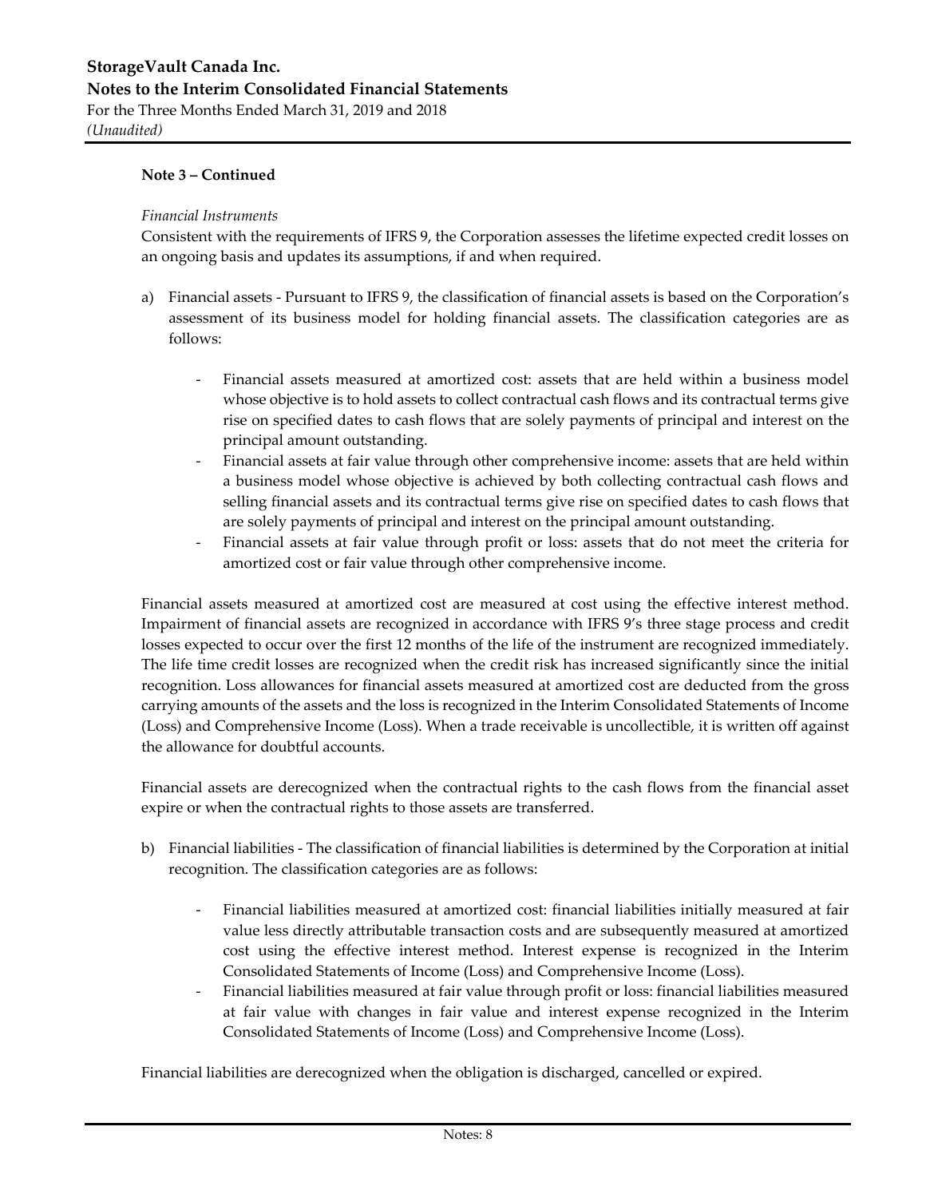**Note 3 – Continued**

*Financial Instruments*

Consistent with the requirements of IFRS 9, the Corporation assesses the lifetime expected credit losses on an ongoing basis and updates its assumptions, if and when required.

a) Financial assets - Pursuant to IFRS 9, the classification of financial assets is based on the Corporation's assessment of its business model for holding financial assets. The classification categories are as follows:

   - Financial assets measured at amortized cost: assets that are held within a business model whose objective is to hold assets to collect contractual cash flows and its contractual terms give rise on specified dates to cash flows that are solely payments of principal and interest on the principal amount outstanding.
   - Financial assets at fair value through other comprehensive income: assets that are held within a business model whose objective is achieved by both collecting contractual cash flows and selling financial assets and its contractual terms give rise on specified dates to cash flows that are solely payments of principal and interest on the principal amount outstanding.
   - Financial assets at fair value through profit or loss: assets that do not meet the criteria for amortized cost or fair value through other comprehensive income.

Financial assets measured at amortized cost are measured at cost using the effective interest method. Impairment of financial assets are recognized in accordance with IFRS 9's three stage process and credit losses expected to occur over the first 12 months of the life of the instrument are recognized immediately. The life time credit losses are recognized when the credit risk has increased significantly since the initial recognition. Loss allowances for financial assets measured at amortized cost are deducted from the gross carrying amounts of the assets and the loss is recognized in the Interim Consolidated Statements of Income (Loss) and Comprehensive Income (Loss). When a trade receivable is uncollectible, it is written off against the allowance for doubtful accounts.

Financial assets are derecognized when the contractual rights to the cash flows from the financial asset expire or when the contractual rights to those assets are transferred.

b) Financial liabilities - The classification of financial liabilities is determined by the Corporation at initial recognition. The classification categories are as follows:

   - Financial liabilities measured at amortized cost: financial liabilities initially measured at fair value less directly attributable transaction costs and are subsequently measured at amortized cost using the effective interest method. Interest expense is recognized in the Interim Consolidated Statements of Income (Loss) and Comprehensive Income (Loss).
   - Financial liabilities measured at fair value through profit or loss: financial liabilities measured at fair value with changes in fair value and interest expense recognized in the Interim Consolidated Statements of Income (Loss) and Comprehensive Income (Loss).

Financial liabilities are derecognized when the obligation is discharged, cancelled or expired.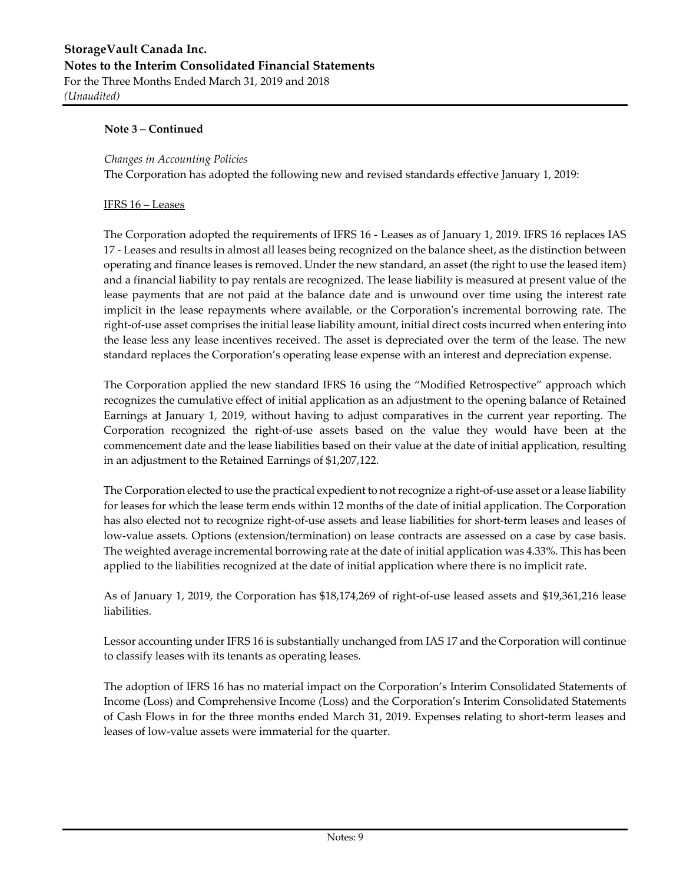**Note 3 – Continued**

*Changes in Accounting Policies*
The Corporation has adopted the following new and revised standards effective January 1, 2019:

IFRS 16 – Leases

The Corporation adopted the requirements of IFRS 16 - Leases as of January 1, 2019. IFRS 16 replaces IAS 17 - Leases and results in almost all leases being recognized on the balance sheet, as the distinction between operating and finance leases is removed. Under the new standard, an asset (the right to use the leased item) and a financial liability to pay rentals are recognized. The lease liability is measured at present value of the lease payments that are not paid at the balance date and is unwound over time using the interest rate implicit in the lease repayments where available, or the Corporation's incremental borrowing rate. The right-of-use asset comprises the initial lease liability amount, initial direct costs incurred when entering into the lease less any lease incentives received. The asset is depreciated over the term of the lease. The new standard replaces the Corporation's operating lease expense with an interest and depreciation expense.

The Corporation applied the new standard IFRS 16 using the "Modified Retrospective" approach which recognizes the cumulative effect of initial application as an adjustment to the opening balance of Retained Earnings at January 1, 2019, without having to adjust comparatives in the current year reporting. The Corporation recognized the right-of-use assets based on the value they would have been at the commencement date and the lease liabilities based on their value at the date of initial application, resulting in an adjustment to the Retained Earnings of $1,207,122.

The Corporation elected to use the practical expedient to not recognize a right-of-use asset or a lease liability for leases for which the lease term ends within 12 months of the date of initial application. The Corporation has also elected not to recognize right-of-use assets and lease liabilities for short-term leases and leases of low-value assets. Options (extension/termination) on lease contracts are assessed on a case by case basis. The weighted average incremental borrowing rate at the date of initial application was 4.33%. This has been applied to the liabilities recognized at the date of initial application where there is no implicit rate.

As of January 1, 2019, the Corporation has $18,174,269 of right-of-use leased assets and $19,361,216 lease liabilities.

Lessor accounting under IFRS 16 is substantially unchanged from IAS 17 and the Corporation will continue to classify leases with its tenants as operating leases.

The adoption of IFRS 16 has no material impact on the Corporation's Interim Consolidated Statements of Income (Loss) and Comprehensive Income (Loss) and the Corporation's Interim Consolidated Statements of Cash Flows in for the three months ended March 31, 2019. Expenses relating to short-term leases and leases of low-value assets were immaterial for the quarter.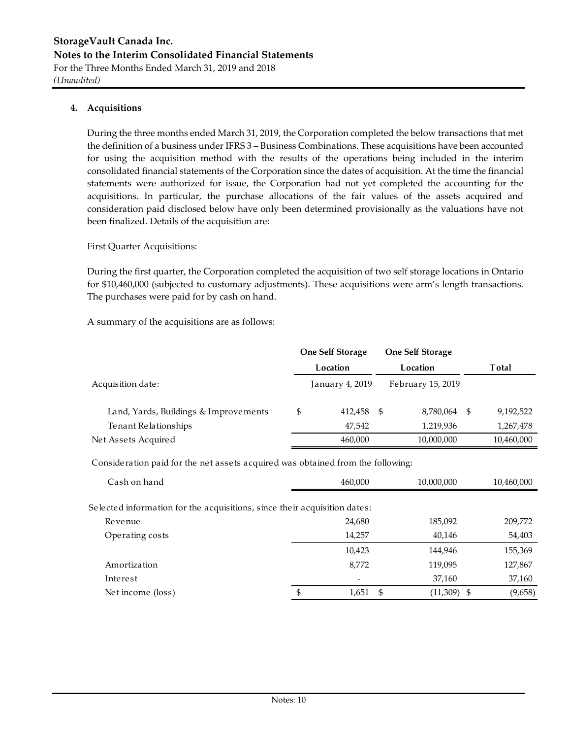## 4. Acquisitions

During the three months ended March 31, 2019, the Corporation completed the below transactions that met the definition of a business under IFRS 3 – Business Combinations. These acquisitions have been accounted for using the acquisition method with the results of the operations being included in the interim consolidated financial statements of the Corporation since the dates of acquisition. At the time the financial statements were authorized for issue, the Corporation had not yet completed the accounting for the acquisitions. In particular, the purchase allocations of the fair values of the assets acquired and consideration paid disclosed below have only been determined provisionally as the valuations have not been finalized. Details of the acquisition are:

First Quarter Acquisitions:

During the first quarter, the Corporation completed the acquisition of two self storage locations in Ontario for $10,460,000 (subjected to customary adjustments). These acquisitions were arm's length transactions. The purchases were paid for by cash on hand.

A summary of the acquisitions are as follows:

| | One Self Storage Location | One Self Storage Location | Total |
|---|---|---|---|
| Acquisition date: | January 4, 2019 | February 15, 2019 | |
| Land, Yards, Buildings & Improvements | $ 412,458 | $ 8,780,064 | $ 9,192,522 |
| Tenant Relationships | 47,542 | 1,219,936 | 1,267,478 |
| Net Assets Acquired | 460,000 | 10,000,000 | 10,460,000 |
| Consideration paid for the net assets acquired was obtained from the following: | | | |
| Cash on hand | 460,000 | 10,000,000 | 10,460,000 |
| Selected information for the acquisitions, since their acquisition dates: | | | |
| Revenue | 24,680 | 185,092 | 209,772 |
| Operating costs | 14,257 | 40,146 | 54,403 |
| | 10,423 | 144,946 | 155,369 |
| Amortization | 8,772 | 119,095 | 127,867 |
| Interest | - | 37,160 | 37,160 |
| Net income (loss) | $ 1,651 | $ (11,309) | $ (9,658) |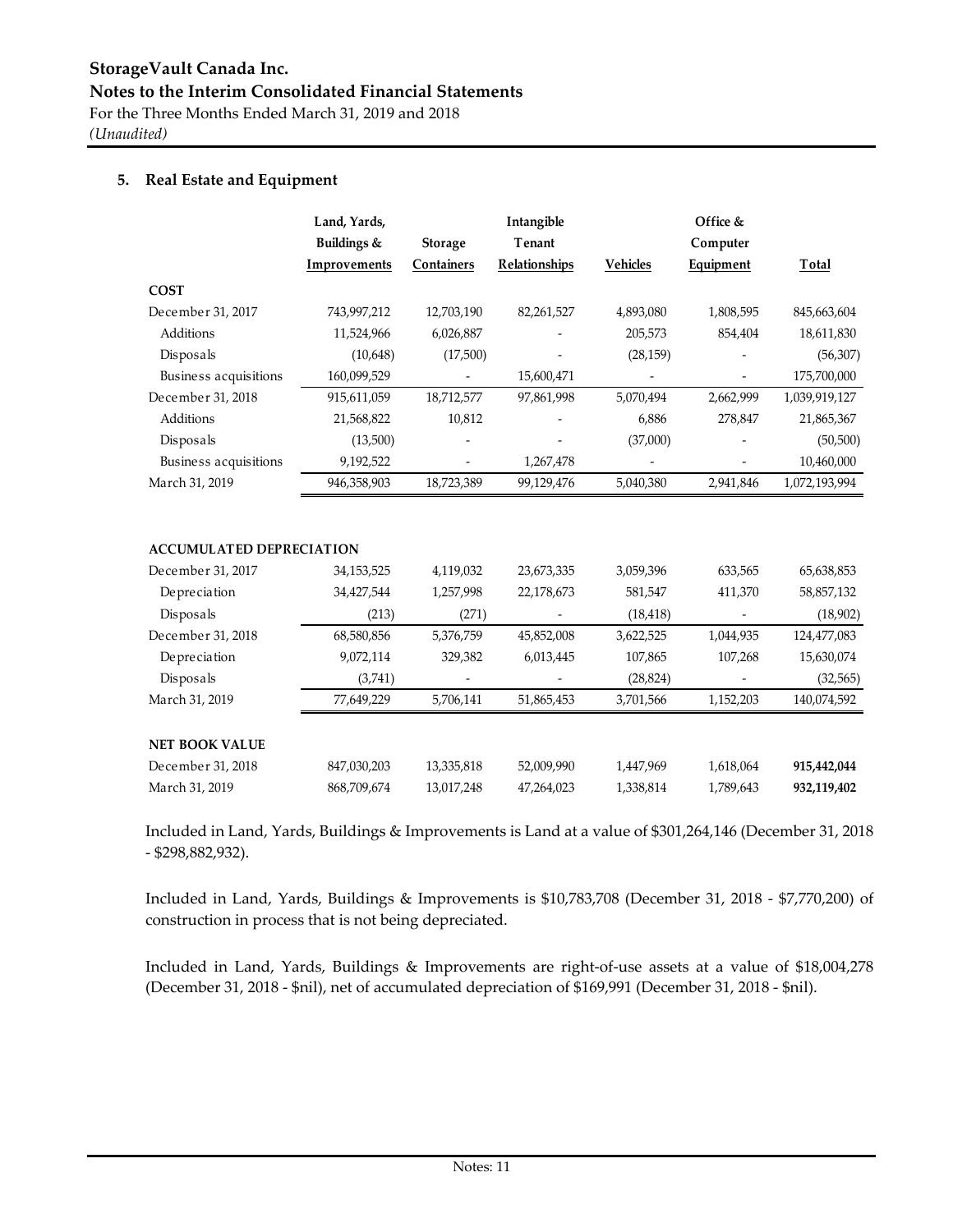## 5. Real Estate and Equipment

| | Land, Yards, Buildings & Improvements | Storage Containers | Intangible Tenant Relationships | Vehicles | Office & Computer Equipment | Total |
|---|---|---|---|---|---|---|
| **COST** | | | | | | |
| December 31, 2017 | 743,997,212 | 12,703,190 | 82,261,527 | 4,893,080 | 1,808,595 | 845,663,604 |
| Additions | 11,524,966 | 6,026,887 | - | 205,573 | 854,404 | 18,611,830 |
| Disposals | (10,648) | (17,500) | - | (28,159) | - | (56,307) |
| Business acquisitions | 160,099,529 | - | 15,600,471 | - | - | 175,700,000 |
| December 31, 2018 | 915,611,059 | 18,712,577 | 97,861,998 | 5,070,494 | 2,662,999 | 1,039,919,127 |
| Additions | 21,568,822 | 10,812 | - | 6,886 | 278,847 | 21,865,367 |
| Disposals | (13,500) | - | - | (37,000) | - | (50,500) |
| Business acquisitions | 9,192,522 | - | 1,267,478 | - | - | 10,460,000 |
| March 31, 2019 | 946,358,903 | 18,723,389 | 99,129,476 | 5,040,380 | 2,941,846 | 1,072,193,994 |
| | | | | | | |
| **ACCUMULATED DEPRECIATION** | | | | | | |
| December 31, 2017 | 34,153,525 | 4,119,032 | 23,673,335 | 3,059,396 | 633,565 | 65,638,853 |
| Depreciation | 34,427,544 | 1,257,998 | 22,178,673 | 581,547 | 411,370 | 58,857,132 |
| Disposals | (213) | (271) | - | (18,418) | - | (18,902) |
| December 31, 2018 | 68,580,856 | 5,376,759 | 45,852,008 | 3,622,525 | 1,044,935 | 124,477,083 |
| Depreciation | 9,072,114 | 329,382 | 6,013,445 | 107,865 | 107,268 | 15,630,074 |
| Disposals | (3,741) | - | - | (28,824) | - | (32,565) |
| March 31, 2019 | 77,649,229 | 5,706,141 | 51,865,453 | 3,701,566 | 1,152,203 | 140,074,592 |
| | | | | | | |
| **NET BOOK VALUE** | | | | | | |
| December 31, 2018 | 847,030,203 | 13,335,818 | 52,009,990 | 1,447,969 | 1,618,064 | **915,442,044** |
| March 31, 2019 | 868,709,674 | 13,017,248 | 47,264,023 | 1,338,814 | 1,789,643 | **932,119,402** |

Included in Land, Yards, Buildings & Improvements is Land at a value of $301,264,146 (December 31, 2018 - $298,882,932).

Included in Land, Yards, Buildings & Improvements is $10,783,708 (December 31, 2018 - $7,770,200) of construction in process that is not being depreciated.

Included in Land, Yards, Buildings & Improvements are right-of-use assets at a value of $18,004,278 (December 31, 2018 - $nil), net of accumulated depreciation of $169,991 (December 31, 2018 - $nil).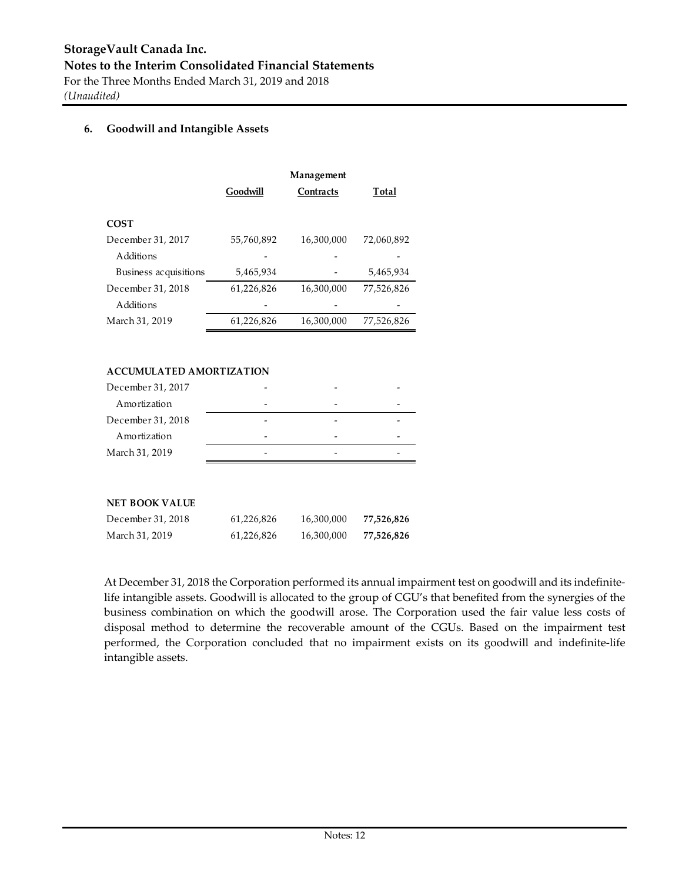## 6. Goodwill and Intangible Assets

| | Goodwill | Management Contracts | Total |
|---|---|---|---|
| **COST** | | | |
| December 31, 2017 | 55,760,892 | 16,300,000 | 72,060,892 |
| Additions | - | - | - |
| Business acquisitions | 5,465,934 | - | 5,465,934 |
| December 31, 2018 | 61,226,826 | 16,300,000 | 77,526,826 |
| Additions | - | - | - |
| March 31, 2019 | 61,226,826 | 16,300,000 | 77,526,826 |
| **ACCUMULATED AMORTIZATION** | | | |
| December 31, 2017 | - | - | - |
| Amortization | - | - | - |
| December 31, 2018 | - | - | - |
| Amortization | - | - | - |
| March 31, 2019 | - | - | - |
| **NET BOOK VALUE** | | | |
| December 31, 2018 | 61,226,826 | 16,300,000 | **77,526,826** |
| March 31, 2019 | 61,226,826 | 16,300,000 | **77,526,826** |

At December 31, 2018 the Corporation performed its annual impairment test on goodwill and its indefinite-life intangible assets. Goodwill is allocated to the group of CGU's that benefited from the synergies of the business combination on which the goodwill arose. The Corporation used the fair value less costs of disposal method to determine the recoverable amount of the CGUs. Based on the impairment test performed, the Corporation concluded that no impairment exists on its goodwill and indefinite-life intangible assets.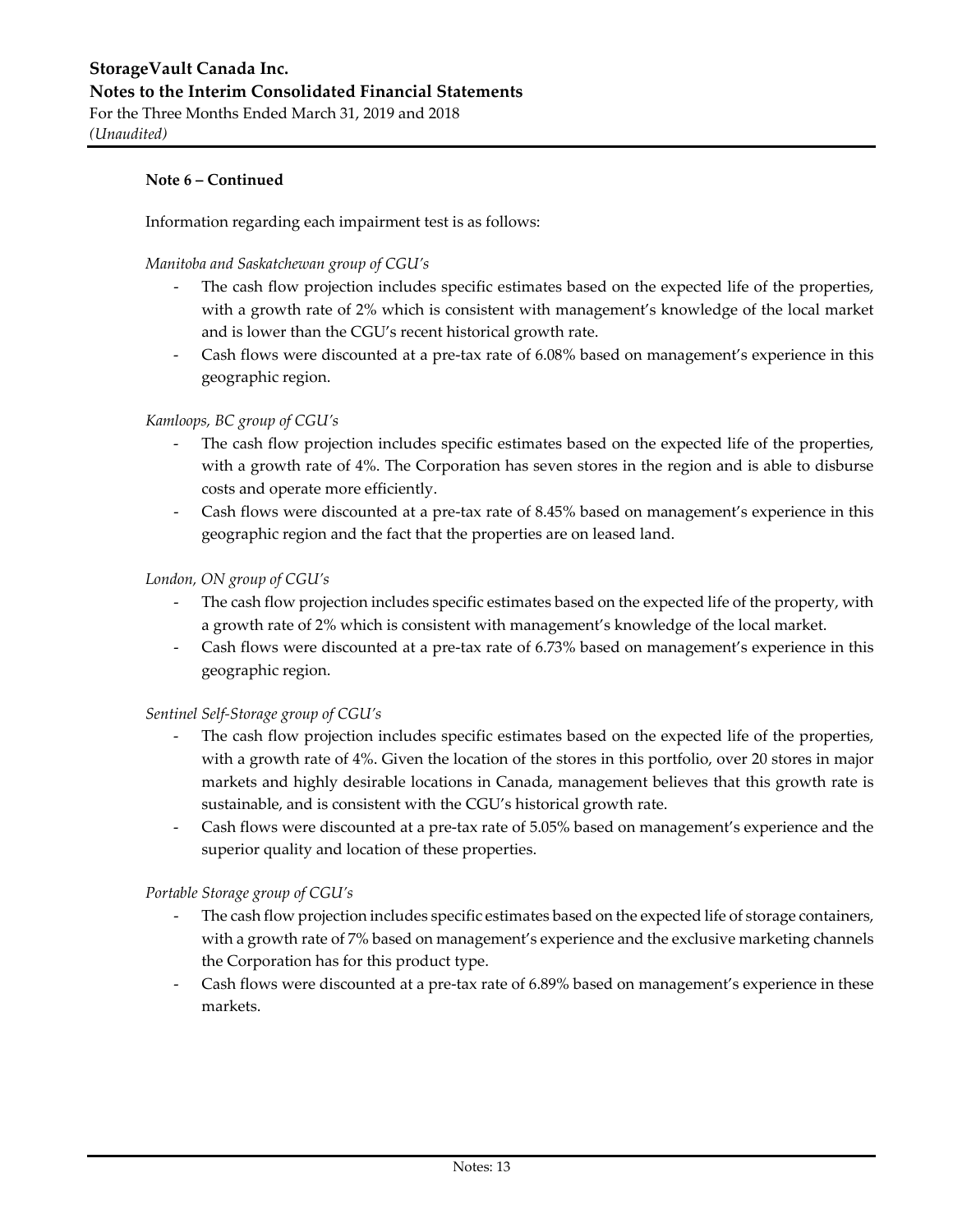**Note 6 – Continued**

Information regarding each impairment test is as follows:

*Manitoba and Saskatchewan group of CGU's*

- The cash flow projection includes specific estimates based on the expected life of the properties, with a growth rate of 2% which is consistent with management's knowledge of the local market and is lower than the CGU's recent historical growth rate.
- Cash flows were discounted at a pre-tax rate of 6.08% based on management's experience in this geographic region.

*Kamloops, BC group of CGU's*

- The cash flow projection includes specific estimates based on the expected life of the properties, with a growth rate of 4%. The Corporation has seven stores in the region and is able to disburse costs and operate more efficiently.
- Cash flows were discounted at a pre-tax rate of 8.45% based on management's experience in this geographic region and the fact that the properties are on leased land.

*London, ON group of CGU's*

- The cash flow projection includes specific estimates based on the expected life of the property, with a growth rate of 2% which is consistent with management's knowledge of the local market.
- Cash flows were discounted at a pre-tax rate of 6.73% based on management's experience in this geographic region.

*Sentinel Self-Storage group of CGU's*

- The cash flow projection includes specific estimates based on the expected life of the properties, with a growth rate of 4%. Given the location of the stores in this portfolio, over 20 stores in major markets and highly desirable locations in Canada, management believes that this growth rate is sustainable, and is consistent with the CGU's historical growth rate.
- Cash flows were discounted at a pre-tax rate of 5.05% based on management's experience and the superior quality and location of these properties.

*Portable Storage group of CGU's*

- The cash flow projection includes specific estimates based on the expected life of storage containers, with a growth rate of 7% based on management's experience and the exclusive marketing channels the Corporation has for this product type.
- Cash flows were discounted at a pre-tax rate of 6.89% based on management's experience in these markets.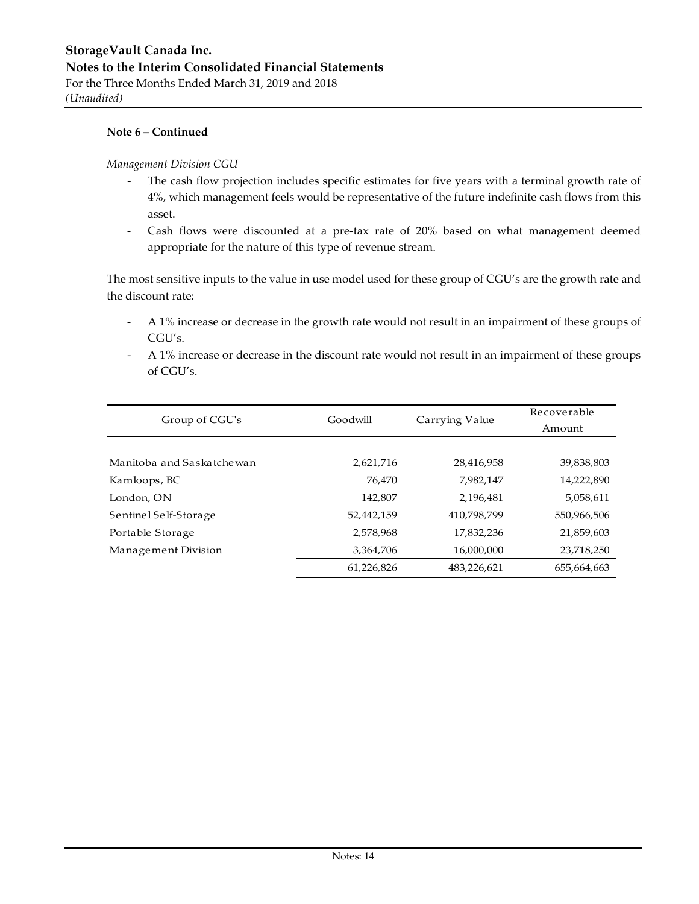**Note 6 – Continued**

*Management Division CGU*

- The cash flow projection includes specific estimates for five years with a terminal growth rate of 4%, which management feels would be representative of the future indefinite cash flows from this asset.
- Cash flows were discounted at a pre-tax rate of 20% based on what management deemed appropriate for the nature of this type of revenue stream.

The most sensitive inputs to the value in use model used for these group of CGU's are the growth rate and the discount rate:

- A 1% increase or decrease in the growth rate would not result in an impairment of these groups of CGU's.
- A 1% increase or decrease in the discount rate would not result in an impairment of these groups of CGU's.

| Group of CGU's | Goodwill | Carrying Value | Recoverable Amount |
|---|---|---|---|
| Manitoba and Saskatchewan | 2,621,716 | 28,416,958 | 39,838,803 |
| Kamloops, BC | 76,470 | 7,982,147 | 14,222,890 |
| London, ON | 142,807 | 2,196,481 | 5,058,611 |
| Sentinel Self-Storage | 52,442,159 | 410,798,799 | 550,966,506 |
| Portable Storage | 2,578,968 | 17,832,236 | 21,859,603 |
| Management Division | 3,364,706 | 16,000,000 | 23,718,250 |
| | 61,226,826 | 483,226,621 | 655,664,663 |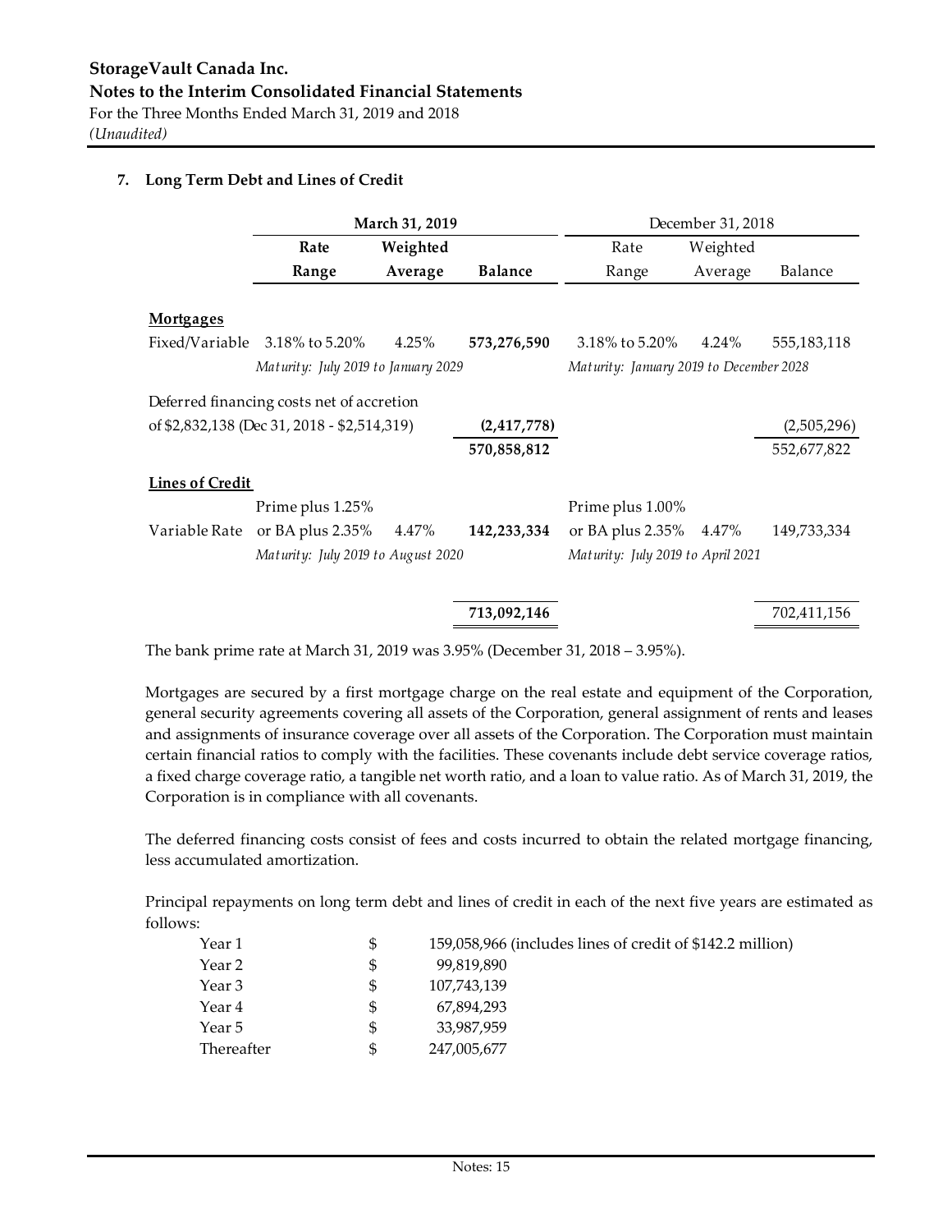## 7. Long Term Debt and Lines of Credit

| | March 31, 2019 | | | December 31, 2018 | | |
|---|---|---|---|---|---|---|
| | **Rate Range** | **Weighted Average** | **Balance** | Rate Range | Weighted Average | Balance |
| **Mortgages** | | | | | | |
| Fixed/Variable | 3.18% to 5.20% | 4.25% | **573,276,590** | 3.18% to 5.20% | 4.24% | 555,183,118 |
| | *Maturity: July 2019 to January 2029* | | | *Maturity: January 2019 to December 2028* | | |
| Deferred financing costs net of accretion of \$2,832,138 (Dec 31, 2018 - \$2,514,319) | | | **(2,417,778)** | | | (2,505,296) |
| | | | **570,858,812** | | | 552,677,822 |
| **Lines of Credit** | | | | | | |
| Variable Rate | Prime plus 1.25% or BA plus 2.35% | 4.47% | **142,233,334** | Prime plus 1.00% or BA plus 2.35% | 4.47% | 149,733,334 |
| | *Maturity: July 2019 to August 2020* | | | *Maturity: July 2019 to April 2021* | | |
| | | | **713,092,146** | | | 702,411,156 |

The bank prime rate at March 31, 2019 was 3.95% (December 31, 2018 – 3.95%).

Mortgages are secured by a first mortgage charge on the real estate and equipment of the Corporation, general security agreements covering all assets of the Corporation, general assignment of rents and leases and assignments of insurance coverage over all assets of the Corporation. The Corporation must maintain certain financial ratios to comply with the facilities. These covenants include debt service coverage ratios, a fixed charge coverage ratio, a tangible net worth ratio, and a loan to value ratio. As of March 31, 2019, the Corporation is in compliance with all covenants.

The deferred financing costs consist of fees and costs incurred to obtain the related mortgage financing, less accumulated amortization.

Principal repayments on long term debt and lines of credit in each of the next five years are estimated as follows:

| | | |
|---|---|---|
| Year 1 | \$ | 159,058,966 (includes lines of credit of \$142.2 million) |
| Year 2 | \$ | 99,819,890 |
| Year 3 | \$ | 107,743,139 |
| Year 4 | \$ | 67,894,293 |
| Year 5 | \$ | 33,987,959 |
| Thereafter | \$ | 247,005,677 |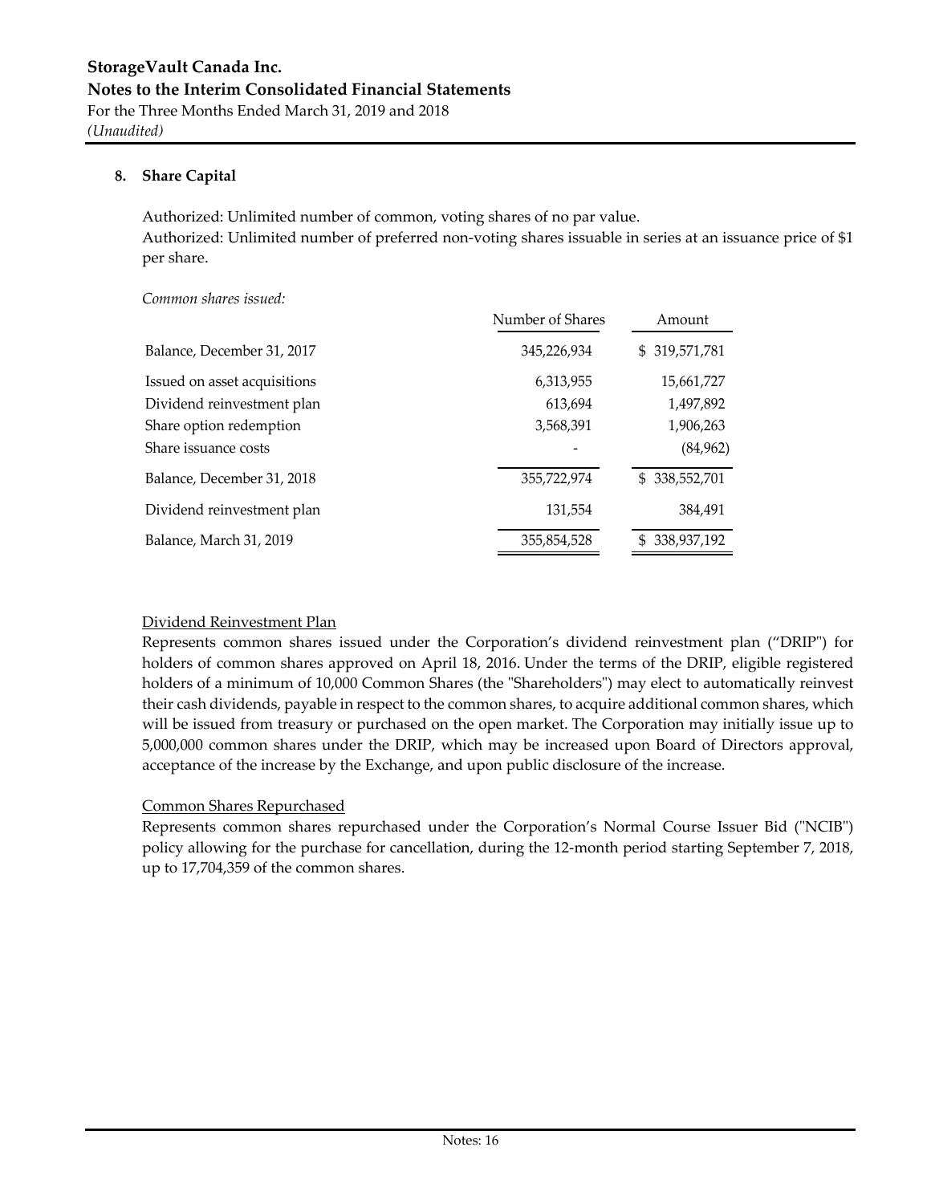## 8. Share Capital

Authorized: Unlimited number of common, voting shares of no par value.
Authorized: Unlimited number of preferred non-voting shares issuable in series at an issuance price of $1 per share.

*Common shares issued:*

| | Number of Shares | Amount |
|---|---|---|
| Balance, December 31, 2017 | 345,226,934 | $ 319,571,781 |
| Issued on asset acquisitions | 6,313,955 | 15,661,727 |
| Dividend reinvestment plan | 613,694 | 1,497,892 |
| Share option redemption | 3,568,391 | 1,906,263 |
| Share issuance costs | - | (84,962) |
| Balance, December 31, 2018 | 355,722,974 | $ 338,552,701 |
| Dividend reinvestment plan | 131,554 | 384,491 |
| Balance, March 31, 2019 | 355,854,528 | $ 338,937,192 |

Dividend Reinvestment Plan

Represents common shares issued under the Corporation's dividend reinvestment plan ("DRIP") for holders of common shares approved on April 18, 2016. Under the terms of the DRIP, eligible registered holders of a minimum of 10,000 Common Shares (the "Shareholders") may elect to automatically reinvest their cash dividends, payable in respect to the common shares, to acquire additional common shares, which will be issued from treasury or purchased on the open market. The Corporation may initially issue up to 5,000,000 common shares under the DRIP, which may be increased upon Board of Directors approval, acceptance of the increase by the Exchange, and upon public disclosure of the increase.

Common Shares Repurchased

Represents common shares repurchased under the Corporation's Normal Course Issuer Bid ("NCIB") policy allowing for the purchase for cancellation, during the 12-month period starting September 7, 2018, up to 17,704,359 of the common shares.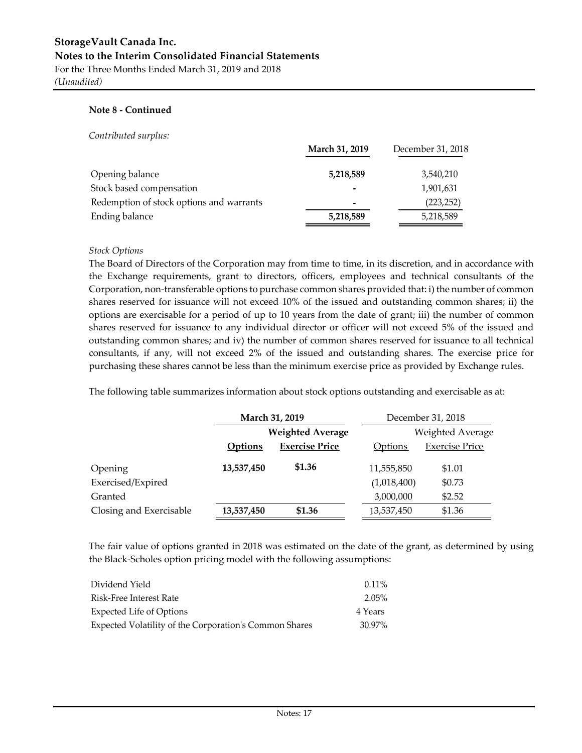**Note 8 - Continued**

*Contributed surplus:*

| | **March 31, 2019** | December 31, 2018 |
|---|---|---|
| Opening balance | **5,218,589** | 3,540,210 |
| Stock based compensation | **-** | 1,901,631 |
| Redemption of stock options and warrants | **-** | (223,252) |
| Ending balance | **5,218,589** | 5,218,589 |

*Stock Options*

The Board of Directors of the Corporation may from time to time, in its discretion, and in accordance with the Exchange requirements, grant to directors, officers, employees and technical consultants of the Corporation, non-transferable options to purchase common shares provided that: i) the number of common shares reserved for issuance will not exceed 10% of the issued and outstanding common shares; ii) the options are exercisable for a period of up to 10 years from the date of grant; iii) the number of common shares reserved for issuance to any individual director or officer will not exceed 5% of the issued and outstanding common shares; and iv) the number of common shares reserved for issuance to all technical consultants, if any, will not exceed 2% of the issued and outstanding shares. The exercise price for purchasing these shares cannot be less than the minimum exercise price as provided by Exchange rules.

The following table summarizes information about stock options outstanding and exercisable as at:

| | **March 31, 2019** | | December 31, 2018 | |
|---|---|---|---|---|
| | | **Weighted Average** | | Weighted Average |
| | **Options** | **Exercise Price** | Options | Exercise Price |
| Opening | **13,537,450** | **$1.36** | 11,555,850 | $1.01 |
| Exercised/Expired | | | (1,018,400) | $0.73 |
| Granted | | | 3,000,000 | $2.52 |
| Closing and Exercisable | **13,537,450** | **$1.36** | 13,537,450 | $1.36 |

The fair value of options granted in 2018 was estimated on the date of the grant, as determined by using the Black-Scholes option pricing model with the following assumptions:

| | |
|---|---|
| Dividend Yield | 0.11% |
| Risk-Free Interest Rate | 2.05% |
| Expected Life of Options | 4 Years |
| Expected Volatility of the Corporation's Common Shares | 30.97% |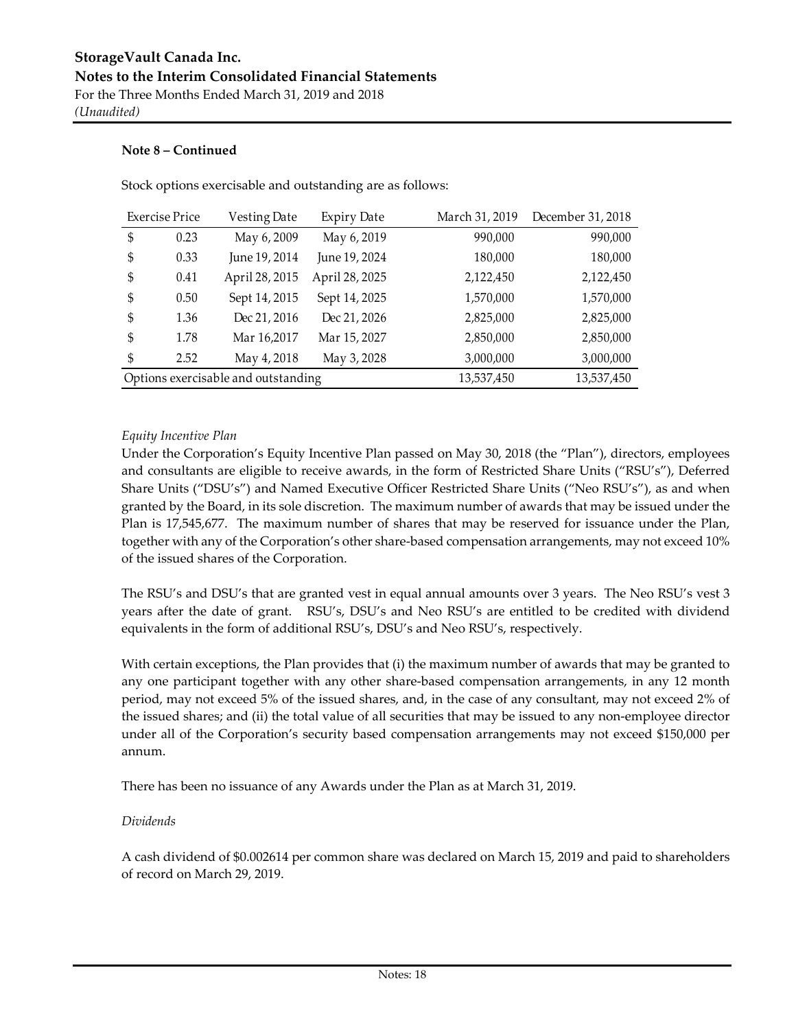**Note 8 – Continued**

Stock options exercisable and outstanding are as follows:

| Exercise Price | Vesting Date | Expiry Date | March 31, 2019 | December 31, 2018 |
|---|---|---|---|---|
| $ 0.23 | May 6, 2009 | May 6, 2019 | 990,000 | 990,000 |
| $ 0.33 | June 19, 2014 | June 19, 2024 | 180,000 | 180,000 |
| $ 0.41 | April 28, 2015 | April 28, 2025 | 2,122,450 | 2,122,450 |
| $ 0.50 | Sept 14, 2015 | Sept 14, 2025 | 1,570,000 | 1,570,000 |
| $ 1.36 | Dec 21, 2016 | Dec 21, 2026 | 2,825,000 | 2,825,000 |
| $ 1.78 | Mar 16,2017 | Mar 15, 2027 | 2,850,000 | 2,850,000 |
| $ 2.52 | May 4, 2018 | May 3, 2028 | 3,000,000 | 3,000,000 |
| Options exercisable and outstanding | | | 13,537,450 | 13,537,450 |

*Equity Incentive Plan*

Under the Corporation's Equity Incentive Plan passed on May 30, 2018 (the "Plan"), directors, employees and consultants are eligible to receive awards, in the form of Restricted Share Units ("RSU's"), Deferred Share Units ("DSU's") and Named Executive Officer Restricted Share Units ("Neo RSU's"), as and when granted by the Board, in its sole discretion. The maximum number of awards that may be issued under the Plan is 17,545,677. The maximum number of shares that may be reserved for issuance under the Plan, together with any of the Corporation's other share-based compensation arrangements, may not exceed 10% of the issued shares of the Corporation.

The RSU's and DSU's that are granted vest in equal annual amounts over 3 years. The Neo RSU's vest 3 years after the date of grant. RSU's, DSU's and Neo RSU's are entitled to be credited with dividend equivalents in the form of additional RSU's, DSU's and Neo RSU's, respectively.

With certain exceptions, the Plan provides that (i) the maximum number of awards that may be granted to any one participant together with any other share-based compensation arrangements, in any 12 month period, may not exceed 5% of the issued shares, and, in the case of any consultant, may not exceed 2% of the issued shares; and (ii) the total value of all securities that may be issued to any non-employee director under all of the Corporation's security based compensation arrangements may not exceed $150,000 per annum.

There has been no issuance of any Awards under the Plan as at March 31, 2019.

*Dividends*

A cash dividend of $0.002614 per common share was declared on March 15, 2019 and paid to shareholders of record on March 29, 2019.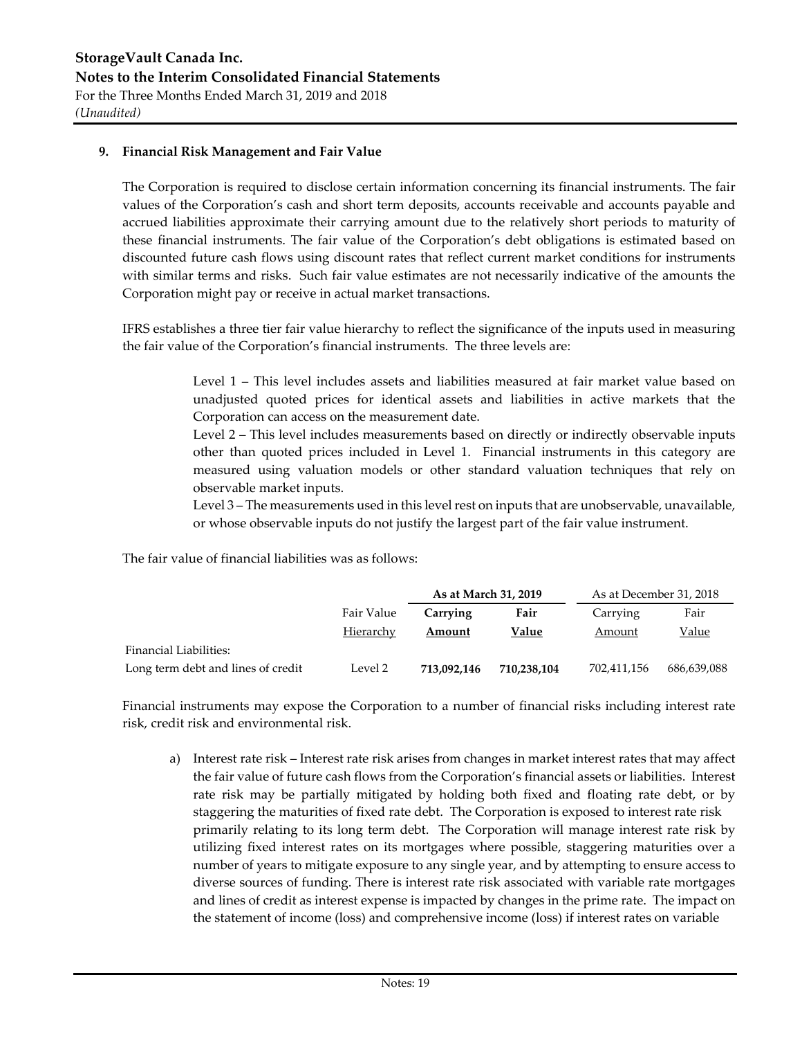### 9. Financial Risk Management and Fair Value

The Corporation is required to disclose certain information concerning its financial instruments. The fair values of the Corporation's cash and short term deposits, accounts receivable and accounts payable and accrued liabilities approximate their carrying amount due to the relatively short periods to maturity of these financial instruments. The fair value of the Corporation's debt obligations is estimated based on discounted future cash flows using discount rates that reflect current market conditions for instruments with similar terms and risks. Such fair value estimates are not necessarily indicative of the amounts the Corporation might pay or receive in actual market transactions.

IFRS establishes a three tier fair value hierarchy to reflect the significance of the inputs used in measuring the fair value of the Corporation's financial instruments. The three levels are:

> Level 1 – This level includes assets and liabilities measured at fair market value based on unadjusted quoted prices for identical assets and liabilities in active markets that the Corporation can access on the measurement date.
>
> Level 2 – This level includes measurements based on directly or indirectly observable inputs other than quoted prices included in Level 1. Financial instruments in this category are measured using valuation models or other standard valuation techniques that rely on observable market inputs.
>
> Level 3 – The measurements used in this level rest on inputs that are unobservable, unavailable, or whose observable inputs do not justify the largest part of the fair value instrument.

The fair value of financial liabilities was as follows:

| | | **As at March 31, 2019** | | As at December 31, 2018 | |
|---|---|---|---|---|---|
| | Fair Value Hierarchy | **Carrying Amount** | **Fair Value** | Carrying Amount | Fair Value |
| Financial Liabilities: | | | | | |
| Long term debt and lines of credit | Level 2 | **713,092,146** | **710,238,104** | 702,411,156 | 686,639,088 |

Financial instruments may expose the Corporation to a number of financial risks including interest rate risk, credit risk and environmental risk.

a) Interest rate risk – Interest rate risk arises from changes in market interest rates that may affect the fair value of future cash flows from the Corporation's financial assets or liabilities. Interest rate risk may be partially mitigated by holding both fixed and floating rate debt, or by staggering the maturities of fixed rate debt. The Corporation is exposed to interest rate risk primarily relating to its long term debt. The Corporation will manage interest rate risk by utilizing fixed interest rates on its mortgages where possible, staggering maturities over a number of years to mitigate exposure to any single year, and by attempting to ensure access to diverse sources of funding. There is interest rate risk associated with variable rate mortgages and lines of credit as interest expense is impacted by changes in the prime rate. The impact on the statement of income (loss) and comprehensive income (loss) if interest rates on variable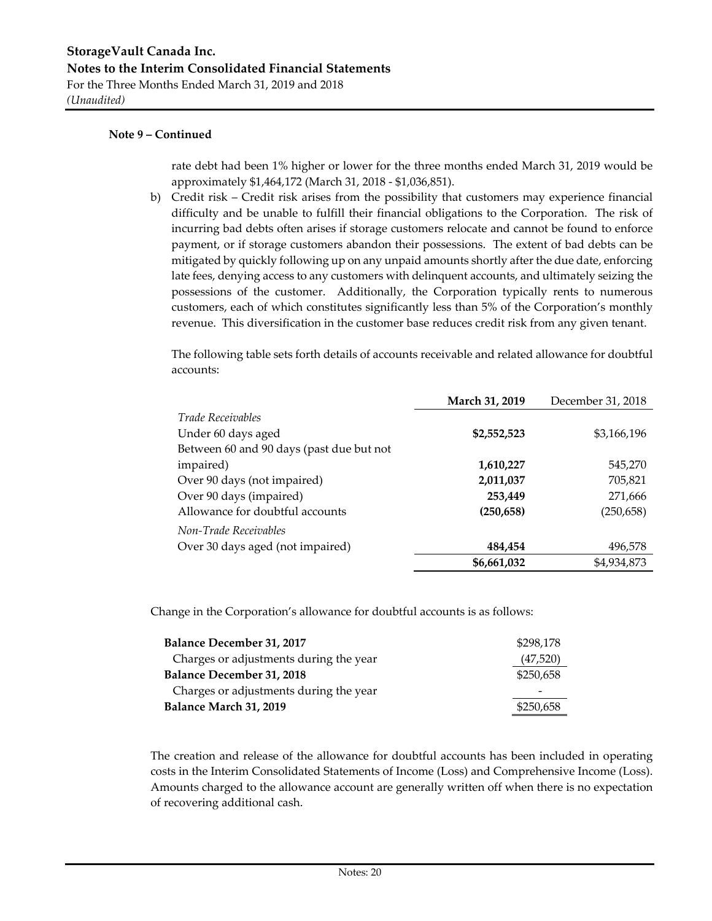**Note 9 – Continued**

rate debt had been 1% higher or lower for the three months ended March 31, 2019 would be approximately $1,464,172 (March 31, 2018 - $1,036,851).

b) Credit risk – Credit risk arises from the possibility that customers may experience financial difficulty and be unable to fulfill their financial obligations to the Corporation. The risk of incurring bad debts often arises if storage customers relocate and cannot be found to enforce payment, or if storage customers abandon their possessions. The extent of bad debts can be mitigated by quickly following up on any unpaid amounts shortly after the due date, enforcing late fees, denying access to any customers with delinquent accounts, and ultimately seizing the possessions of the customer. Additionally, the Corporation typically rents to numerous customers, each of which constitutes significantly less than 5% of the Corporation's monthly revenue. This diversification in the customer base reduces credit risk from any given tenant.

The following table sets forth details of accounts receivable and related allowance for doubtful accounts:

| | **March 31, 2019** | December 31, 2018 |
|---|---|---|
| *Trade Receivables* | | |
| Under 60 days aged | **$2,552,523** | $3,166,196 |
| Between 60 and 90 days (past due but not impaired) | **1,610,227** | 545,270 |
| Over 90 days (not impaired) | **2,011,037** | 705,821 |
| Over 90 days (impaired) | **253,449** | 271,666 |
| Allowance for doubtful accounts | **(250,658)** | (250,658) |
| *Non-Trade Receivables* | | |
| Over 30 days aged (not impaired) | **484,454** | 496,578 |
| | **$6,661,032** | $4,934,873 |

Change in the Corporation's allowance for doubtful accounts is as follows:

| | |
|---|---|
| **Balance December 31, 2017** | $298,178 |
| Charges or adjustments during the year | (47,520) |
| **Balance December 31, 2018** | $250,658 |
| Charges or adjustments during the year | - |
| **Balance March 31, 2019** | $250,658 |

The creation and release of the allowance for doubtful accounts has been included in operating costs in the Interim Consolidated Statements of Income (Loss) and Comprehensive Income (Loss). Amounts charged to the allowance account are generally written off when there is no expectation of recovering additional cash.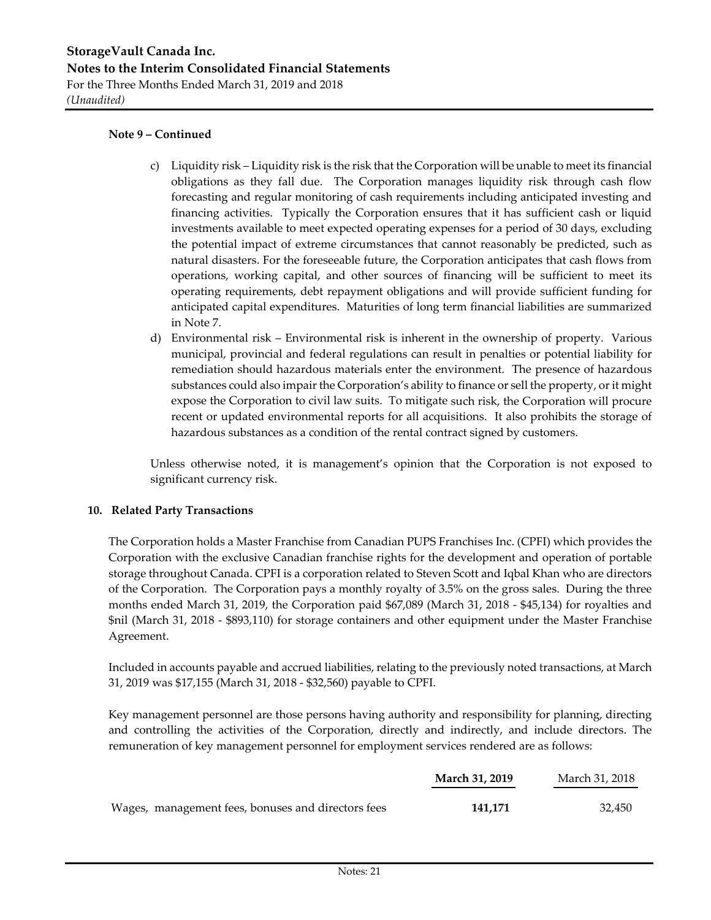**Note 9 – Continued**

c) Liquidity risk – Liquidity risk is the risk that the Corporation will be unable to meet its financial obligations as they fall due. The Corporation manages liquidity risk through cash flow forecasting and regular monitoring of cash requirements including anticipated investing and financing activities. Typically the Corporation ensures that it has sufficient cash or liquid investments available to meet expected operating expenses for a period of 30 days, excluding the potential impact of extreme circumstances that cannot reasonably be predicted, such as natural disasters. For the foreseeable future, the Corporation anticipates that cash flows from operations, working capital, and other sources of financing will be sufficient to meet its operating requirements, debt repayment obligations and will provide sufficient funding for anticipated capital expenditures. Maturities of long term financial liabilities are summarized in Note 7.

d) Environmental risk – Environmental risk is inherent in the ownership of property. Various municipal, provincial and federal regulations can result in penalties or potential liability for remediation should hazardous materials enter the environment. The presence of hazardous substances could also impair the Corporation's ability to finance or sell the property, or it might expose the Corporation to civil law suits. To mitigate such risk, the Corporation will procure recent or updated environmental reports for all acquisitions. It also prohibits the storage of hazardous substances as a condition of the rental contract signed by customers.

Unless otherwise noted, it is management's opinion that the Corporation is not exposed to significant currency risk.

## 10. Related Party Transactions

The Corporation holds a Master Franchise from Canadian PUPS Franchises Inc. (CPFI) which provides the Corporation with the exclusive Canadian franchise rights for the development and operation of portable storage throughout Canada. CPFI is a corporation related to Steven Scott and Iqbal Khan who are directors of the Corporation. The Corporation pays a monthly royalty of 3.5% on the gross sales. During the three months ended March 31, 2019, the Corporation paid $67,089 (March 31, 2018 - $45,134) for royalties and $nil (March 31, 2018 - $893,110) for storage containers and other equipment under the Master Franchise Agreement.

Included in accounts payable and accrued liabilities, relating to the previously noted transactions, at March 31, 2019 was $17,155 (March 31, 2018 - $32,560) payable to CPFI.

Key management personnel are those persons having authority and responsibility for planning, directing and controlling the activities of the Corporation, directly and indirectly, and include directors. The remuneration of key management personnel for employment services rendered are as follows:

| | **March 31, 2019** | March 31, 2018 |
|---|---|---|
| Wages, management fees, bonuses and directors fees | **141,171** | 32,450 |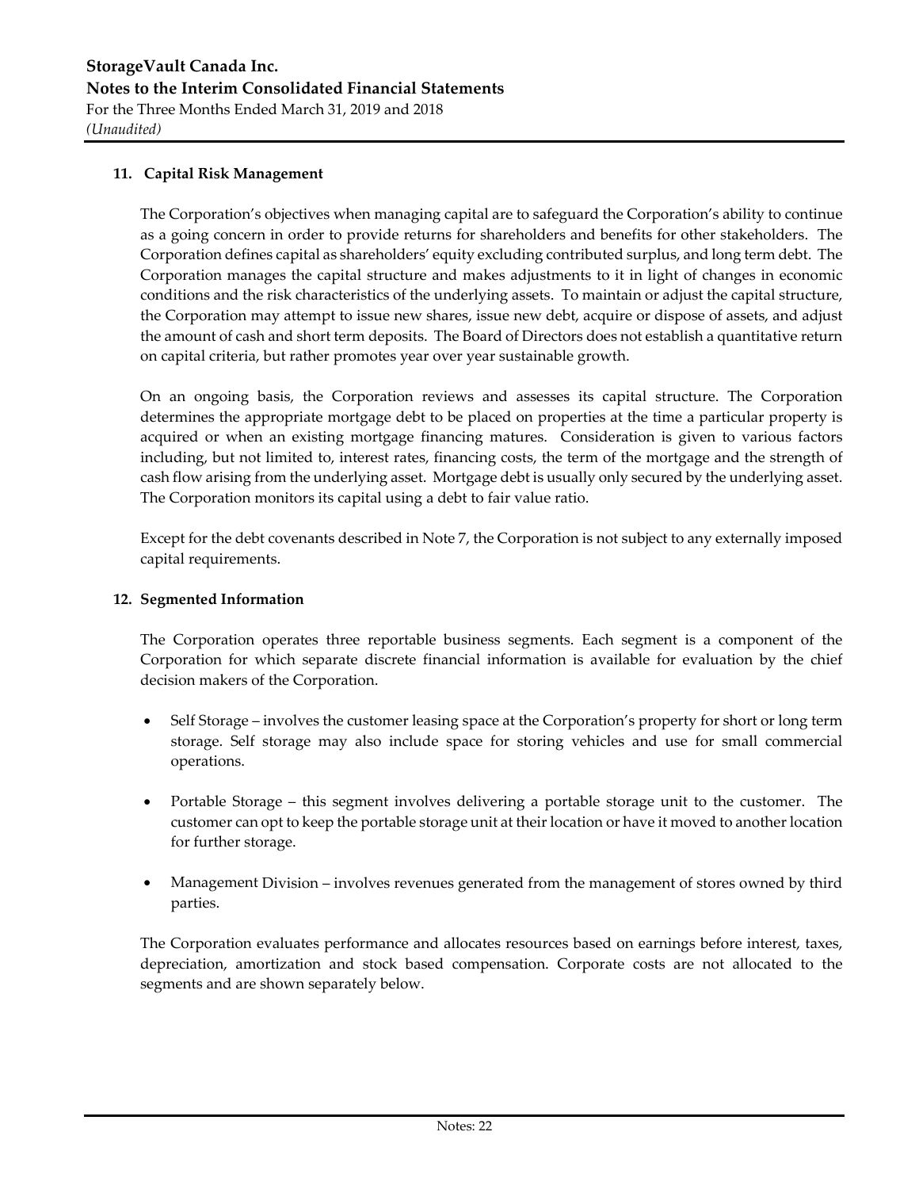## 11. Capital Risk Management

The Corporation's objectives when managing capital are to safeguard the Corporation's ability to continue as a going concern in order to provide returns for shareholders and benefits for other stakeholders. The Corporation defines capital as shareholders' equity excluding contributed surplus, and long term debt. The Corporation manages the capital structure and makes adjustments to it in light of changes in economic conditions and the risk characteristics of the underlying assets. To maintain or adjust the capital structure, the Corporation may attempt to issue new shares, issue new debt, acquire or dispose of assets, and adjust the amount of cash and short term deposits. The Board of Directors does not establish a quantitative return on capital criteria, but rather promotes year over year sustainable growth.

On an ongoing basis, the Corporation reviews and assesses its capital structure. The Corporation determines the appropriate mortgage debt to be placed on properties at the time a particular property is acquired or when an existing mortgage financing matures. Consideration is given to various factors including, but not limited to, interest rates, financing costs, the term of the mortgage and the strength of cash flow arising from the underlying asset. Mortgage debt is usually only secured by the underlying asset. The Corporation monitors its capital using a debt to fair value ratio.

Except for the debt covenants described in Note 7, the Corporation is not subject to any externally imposed capital requirements.

## 12. Segmented Information

The Corporation operates three reportable business segments. Each segment is a component of the Corporation for which separate discrete financial information is available for evaluation by the chief decision makers of the Corporation.

- Self Storage – involves the customer leasing space at the Corporation's property for short or long term storage. Self storage may also include space for storing vehicles and use for small commercial operations.
- Portable Storage – this segment involves delivering a portable storage unit to the customer. The customer can opt to keep the portable storage unit at their location or have it moved to another location for further storage.
- Management Division – involves revenues generated from the management of stores owned by third parties.

The Corporation evaluates performance and allocates resources based on earnings before interest, taxes, depreciation, amortization and stock based compensation. Corporate costs are not allocated to the segments and are shown separately below.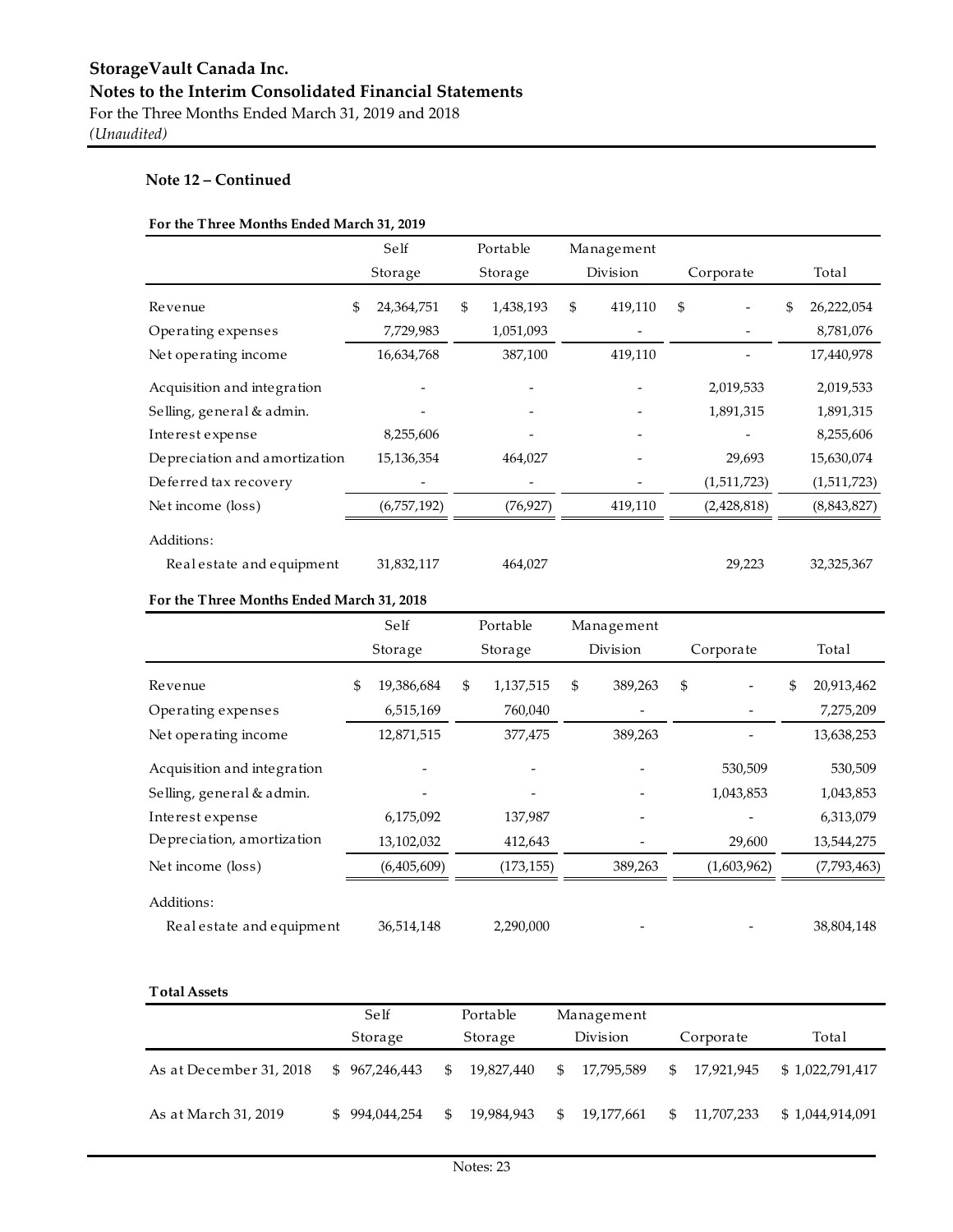**StorageVault Canada Inc.**
**Notes to the Interim Consolidated Financial Statements**
For the Three Months Ended March 31, 2019 and 2018
*(Unaudited)*

### Note 12 – Continued

**For the Three Months Ended March 31, 2019**

| | Self Storage | Portable Storage | Management Division | Corporate | Total |
|---|---|---|---|---|---|
| Revenue | $ 24,364,751 | $ 1,438,193 | $ 419,110 | $ - | $ 26,222,054 |
| Operating expenses | 7,729,983 | 1,051,093 | - | - | 8,781,076 |
| Net operating income | 16,634,768 | 387,100 | 419,110 | - | 17,440,978 |
| Acquisition and integration | - | - | - | 2,019,533 | 2,019,533 |
| Selling, general & admin. | - | - | - | 1,891,315 | 1,891,315 |
| Interest expense | 8,255,606 | - | - | - | 8,255,606 |
| Depreciation and amortization | 15,136,354 | 464,027 | - | 29,693 | 15,630,074 |
| Deferred tax recovery | - | - | - | (1,511,723) | (1,511,723) |
| Net income (loss) | (6,757,192) | (76,927) | 419,110 | (2,428,818) | (8,843,827) |
| Additions: | | | | | |
| Real estate and equipment | 31,832,117 | 464,027 | | 29,223 | 32,325,367 |

**For the Three Months Ended March 31, 2018**

| | Self Storage | Portable Storage | Management Division | Corporate | Total |
|---|---|---|---|---|---|
| Revenue | $ 19,386,684 | $ 1,137,515 | $ 389,263 | $ - | $ 20,913,462 |
| Operating expenses | 6,515,169 | 760,040 | - | - | 7,275,209 |
| Net operating income | 12,871,515 | 377,475 | 389,263 | - | 13,638,253 |
| Acquisition and integration | - | - | - | 530,509 | 530,509 |
| Selling, general & admin. | - | - | - | 1,043,853 | 1,043,853 |
| Interest expense | 6,175,092 | 137,987 | - | - | 6,313,079 |
| Depreciation, amortization | 13,102,032 | 412,643 | - | 29,600 | 13,544,275 |
| Net income (loss) | (6,405,609) | (173,155) | 389,263 | (1,603,962) | (7,793,463) |
| Additions: | | | | | |
| Real estate and equipment | 36,514,148 | 2,290,000 | - | - | 38,804,148 |

**Total Assets**

| | Self Storage | Portable Storage | Management Division | Corporate | Total |
|---|---|---|---|---|---|
| As at December 31, 2018 | $ 967,246,443 | $ 19,827,440 | $ 17,795,589 | $ 17,921,945 | $ 1,022,791,417 |
| As at March 31, 2019 | $ 994,044,254 | $ 19,984,943 | $ 19,177,661 | $ 11,707,233 | $ 1,044,914,091 |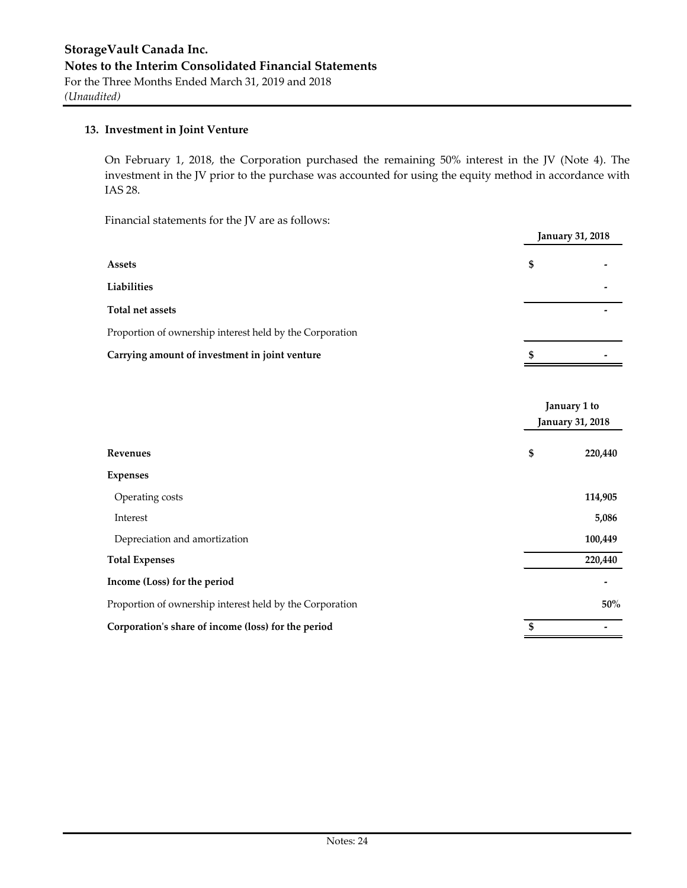### 13. Investment in Joint Venture

On February 1, 2018, the Corporation purchased the remaining 50% interest in the JV (Note 4). The investment in the JV prior to the purchase was accounted for using the equity method in accordance with IAS 28.

Financial statements for the JV are as follows:

| | January 31, 2018 |
|---|---|
| **Assets** | $ - |
| **Liabilities** | - |
| **Total net assets** | - |
| Proportion of ownership interest held by the Corporation | |
| **Carrying amount of investment in joint venture** | $ - |

| | January 1 to January 31, 2018 |
|---|---|
| **Revenues** | $ 220,440 |
| **Expenses** | |
| Operating costs | 114,905 |
| Interest | 5,086 |
| Depreciation and amortization | 100,449 |
| **Total Expenses** | 220,440 |
| **Income (Loss) for the period** | - |
| Proportion of ownership interest held by the Corporation | 50% |
| **Corporation's share of income (loss) for the period** | $ - |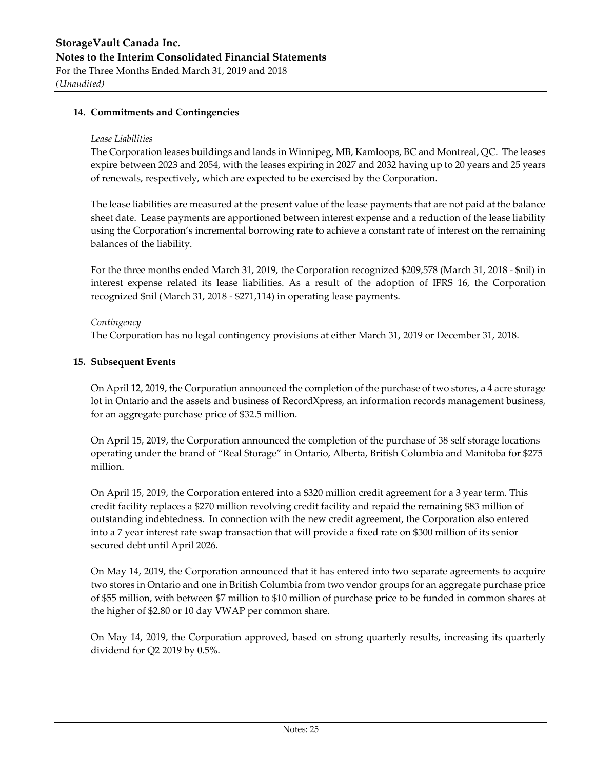## 14. Commitments and Contingencies

*Lease Liabilities*

The Corporation leases buildings and lands in Winnipeg, MB, Kamloops, BC and Montreal, QC. The leases expire between 2023 and 2054, with the leases expiring in 2027 and 2032 having up to 20 years and 25 years of renewals, respectively, which are expected to be exercised by the Corporation.

The lease liabilities are measured at the present value of the lease payments that are not paid at the balance sheet date. Lease payments are apportioned between interest expense and a reduction of the lease liability using the Corporation's incremental borrowing rate to achieve a constant rate of interest on the remaining balances of the liability.

For the three months ended March 31, 2019, the Corporation recognized $209,578 (March 31, 2018 - $nil) in interest expense related its lease liabilities. As a result of the adoption of IFRS 16, the Corporation recognized $nil (March 31, 2018 - $271,114) in operating lease payments.

*Contingency*

The Corporation has no legal contingency provisions at either March 31, 2019 or December 31, 2018.

## 15. Subsequent Events

On April 12, 2019, the Corporation announced the completion of the purchase of two stores, a 4 acre storage lot in Ontario and the assets and business of RecordXpress, an information records management business, for an aggregate purchase price of $32.5 million.

On April 15, 2019, the Corporation announced the completion of the purchase of 38 self storage locations operating under the brand of "Real Storage" in Ontario, Alberta, British Columbia and Manitoba for $275 million.

On April 15, 2019, the Corporation entered into a $320 million credit agreement for a 3 year term. This credit facility replaces a $270 million revolving credit facility and repaid the remaining $83 million of outstanding indebtedness. In connection with the new credit agreement, the Corporation also entered into a 7 year interest rate swap transaction that will provide a fixed rate on $300 million of its senior secured debt until April 2026.

On May 14, 2019, the Corporation announced that it has entered into two separate agreements to acquire two stores in Ontario and one in British Columbia from two vendor groups for an aggregate purchase price of $55 million, with between $7 million to $10 million of purchase price to be funded in common shares at the higher of $2.80 or 10 day VWAP per common share.

On May 14, 2019, the Corporation approved, based on strong quarterly results, increasing its quarterly dividend for Q2 2019 by 0.5%.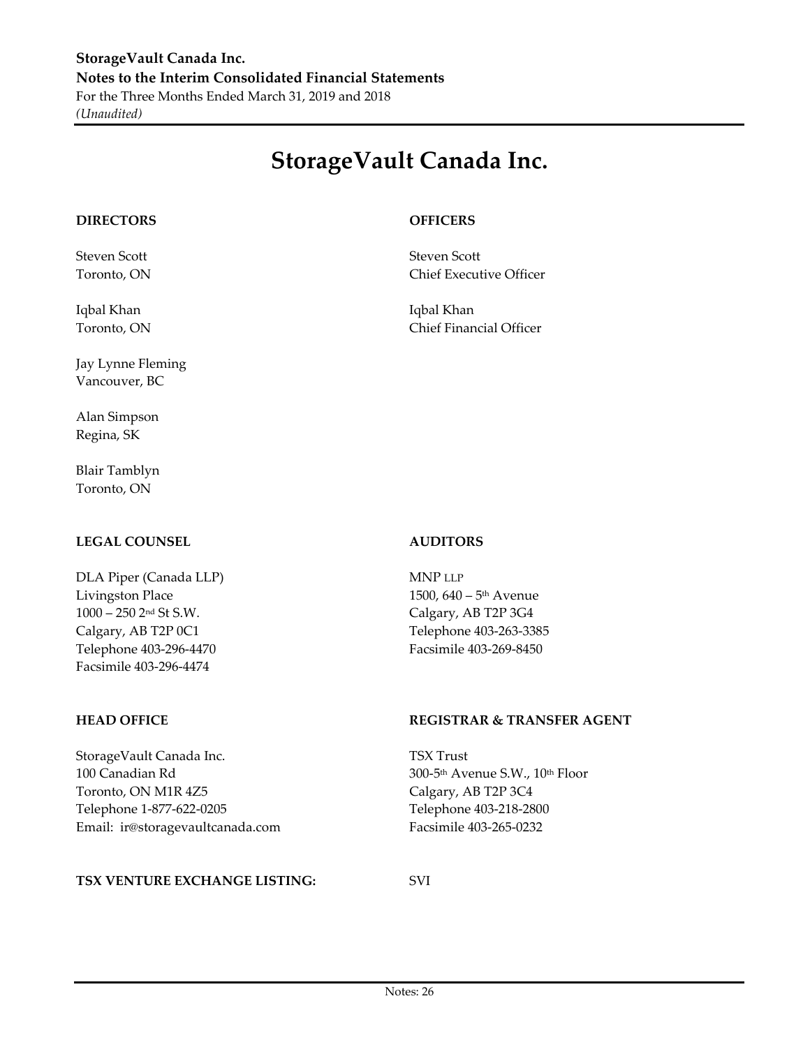# StorageVault Canada Inc.

**DIRECTORS**

Steven Scott
Toronto, ON

Iqbal Khan
Toronto, ON

Jay Lynne Fleming
Vancouver, BC

Alan Simpson
Regina, SK

Blair Tamblyn
Toronto, ON

**OFFICERS**

Steven Scott
Chief Executive Officer

Iqbal Khan
Chief Financial Officer

**LEGAL COUNSEL**

DLA Piper (Canada LLP)
Livingston Place
1000 – 250 2nd St S.W.
Calgary, AB T2P 0C1
Telephone 403-296-4470
Facsimile 403-296-4474

**AUDITORS**

MNP LLP
1500, 640 – 5th Avenue
Calgary, AB T2P 3G4
Telephone 403-263-3385
Facsimile 403-269-8450

**HEAD OFFICE**

StorageVault Canada Inc.
100 Canadian Rd
Toronto, ON M1R 4Z5
Telephone 1-877-622-0205
Email: ir@storagevaultcanada.com

**REGISTRAR & TRANSFER AGENT**

TSX Trust
300-5th Avenue S.W., 10th Floor
Calgary, AB T2P 3C4
Telephone 403-218-2800
Facsimile 403-265-0232

**TSX VENTURE EXCHANGE LISTING:** SVI